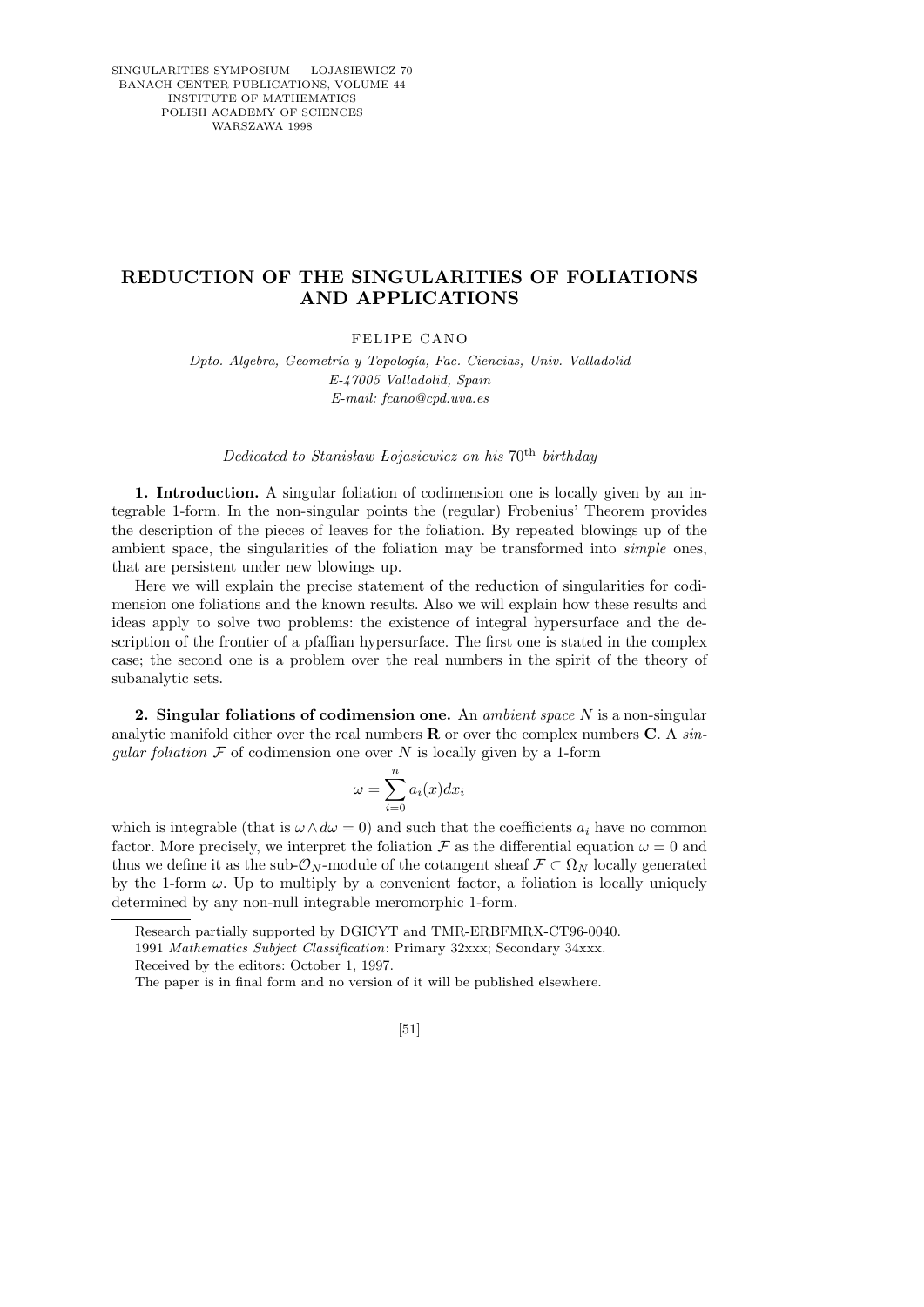# REDUCTION OF THE SINGULARITIES OF FOLIATIONS AND APPLICATIONS

FELIPE CANO

*Dpto. Algebra, Geometría y Topología, Fac. Ciencias, Univ. Valladolid*
*E-47005 Valladolid, Spain*
*E-mail: fcano@cpd.uva.es*

*Dedicated to Stanisław Łojasiewicz on his* $70^{\text{th}}$ *birthday*

**1. Introduction.** A singular foliation of codimension one is locally given by an integrable 1-form. In the non-singular points the (regular) Frobenius' Theorem provides the description of the pieces of leaves for the foliation. By repeated blowings up of the ambient space, the singularities of the foliation may be transformed into *simple* ones, that are persistent under new blowings up.

Here we will explain the precise statement of the reduction of singularities for codimension one foliations and the known results. Also we will explain how these results and ideas apply to solve two problems: the existence of integral hypersurface and the description of the frontier of a pfaffian hypersurface. The first one is stated in the complex case; the second one is a problem over the real numbers in the spirit of the theory of subanalytic sets.

**2. Singular foliations of codimension one.** An *ambient space* $N$ is a non-singular analytic manifold either over the real numbers $\mathbf{R}$ or over the complex numbers $\mathbf{C}$. A *singular foliation* $\mathcal{F}$ of codimension one over $N$ is locally given by a 1-form

$$\omega = \sum_{i=0}^{n} a_i(x) dx_i$$

which is integrable (that is $\omega \wedge d\omega = 0$) and such that the coefficients $a_i$ have no common factor. More precisely, we interpret the foliation $\mathcal{F}$ as the differential equation $\omega = 0$ and thus we define it as the sub-$\mathcal{O}_N$-module of the cotangent sheaf $\mathcal{F} \subset \Omega_N$ locally generated by the 1-form $\omega$. Up to multiply by a convenient factor, a foliation is locally uniquely determined by any non-null integrable meromorphic 1-form.

---

Research partially supported by DGICYT and TMR-ERBFMRX-CT96-0040.

1991 *Mathematics Subject Classification*: Primary 32xxx; Secondary 34xxx.

Received by the editors: October 1, 1997.

The paper is in final form and no version of it will be published elsewhere.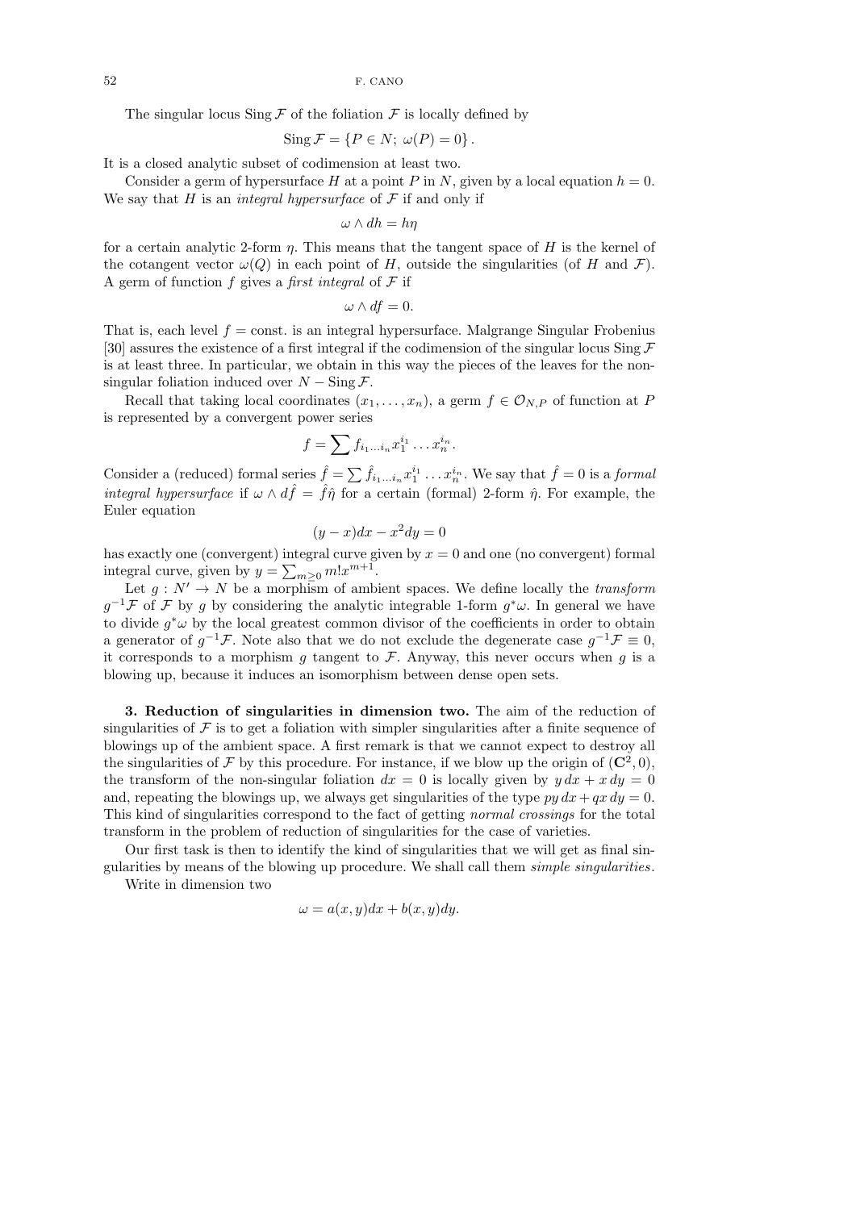The singular locus $\operatorname{Sing}\mathcal{F}$ of the foliation $\mathcal{F}$ is locally defined by

$$\operatorname{Sing}\mathcal{F} = \{P \in N;\ \omega(P) = 0\}.$$

It is a closed analytic subset of codimension at least two.

Consider a germ of hypersurface $H$ at a point $P$ in $N$, given by a local equation $h = 0$. We say that $H$ is an *integral hypersurface* of $\mathcal{F}$ if and only if

$$\omega \wedge dh = h\eta$$

for a certain analytic 2-form $\eta$. This means that the tangent space of $H$ is the kernel of the cotangent vector $\omega(Q)$ in each point of $H$, outside the singularities (of $H$ and $\mathcal{F}$). A germ of function $f$ gives a *first integral* of $\mathcal{F}$ if

$$\omega \wedge df = 0.$$

That is, each level $f = \text{const.}$ is an integral hypersurface. Malgrange Singular Frobenius [30] assures the existence of a first integral if the codimension of the singular locus $\operatorname{Sing}\mathcal{F}$ is at least three. In particular, we obtain in this way the pieces of the leaves for the non-singular foliation induced over $N - \operatorname{Sing}\mathcal{F}$.

Recall that taking local coordinates $(x_1, \ldots, x_n)$, a germ $f \in \mathcal{O}_{N,P}$ of function at $P$ is represented by a convergent power series

$$f = \sum f_{i_1\ldots i_n} x_1^{i_1} \ldots x_n^{i_n}.$$

Consider a (reduced) formal series $\hat{f} = \sum \hat{f}_{i_1\ldots i_n} x_1^{i_1} \ldots x_n^{i_n}$. We say that $\hat{f} = 0$ is a *formal integral hypersurface* if $\omega \wedge d\hat{f} = \hat{f}\hat{\eta}$ for a certain (formal) 2-form $\hat{\eta}$. For example, the Euler equation

$$(y - x)dx - x^2 dy = 0$$

has exactly one (convergent) integral curve given by $x = 0$ and one (no convergent) formal integral curve, given by $y = \sum_{m\geq 0} m! x^{m+1}$.

Let $g : N' \to N$ be a morphism of ambient spaces. We define locally the *transform* $g^{-1}\mathcal{F}$ of $\mathcal{F}$ by $g$ by considering the analytic integrable 1-form $g^*\omega$. In general we have to divide $g^*\omega$ by the local greatest common divisor of the coefficients in order to obtain a generator of $g^{-1}\mathcal{F}$. Note also that we do not exclude the degenerate case $g^{-1}\mathcal{F} \equiv 0$, it corresponds to a morphism $g$ tangent to $\mathcal{F}$. Anyway, this never occurs when $g$ is a blowing up, because it induces an isomorphism between dense open sets.

**3. Reduction of singularities in dimension two.** The aim of the reduction of singularities of $\mathcal{F}$ is to get a foliation with simpler singularities after a finite sequence of blowings up of the ambient space. A first remark is that we cannot expect to destroy all the singularities of $\mathcal{F}$ by this procedure. For instance, if we blow up the origin of $(\mathbf{C}^2, 0)$, the transform of the non-singular foliation $dx = 0$ is locally given by $y\,dx + x\,dy = 0$ and, repeating the blowings up, we always get singularities of the type $py\,dx + qx\,dy = 0$. This kind of singularities correspond to the fact of getting *normal crossings* for the total transform in the problem of reduction of singularities for the case of varieties.

Our first task is then to identify the kind of singularities that we will get as final singularities by means of the blowing up procedure. We shall call them *simple singularities*.

Write in dimension two

$$\omega = a(x, y)dx + b(x, y)dy.$$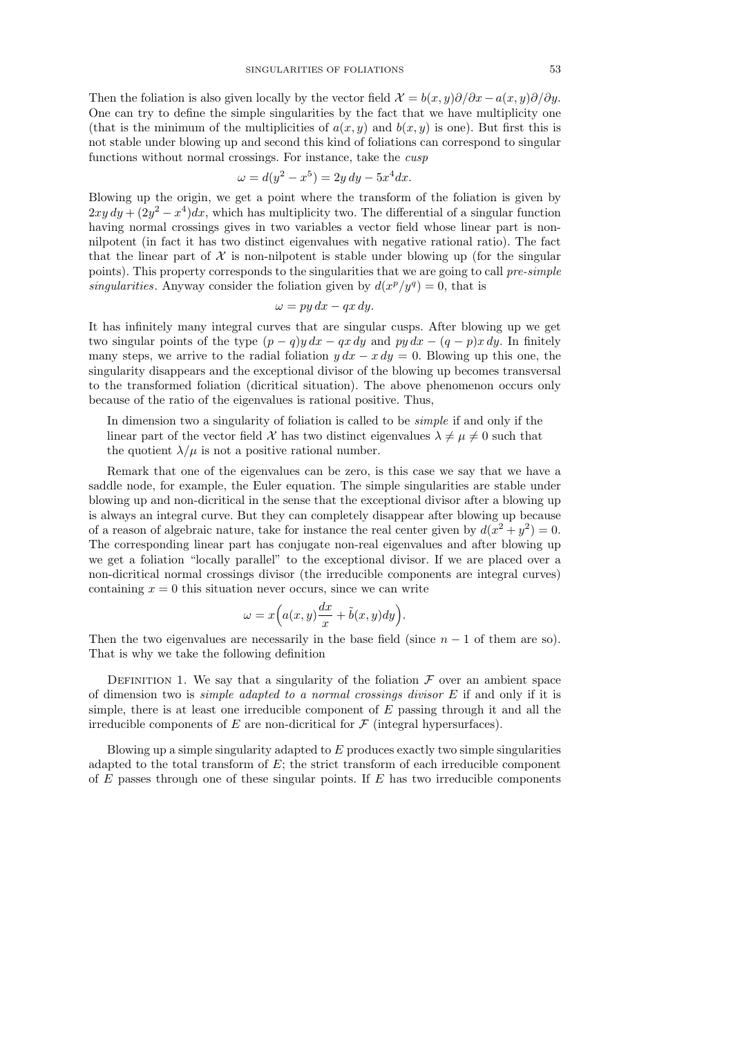Then the foliation is also given locally by the vector field $\mathcal{X} = b(x, y)\partial/\partial x - a(x, y)\partial/\partial y$. One can try to define the simple singularities by the fact that we have multiplicity one (that is the minimum of the multiplicities of $a(x, y)$ and $b(x, y)$ is one). But first this is not stable under blowing up and second this kind of foliations can correspond to singular functions without normal crossings. For instance, take the *cusp*

$$\omega = d(y^2 - x^5) = 2y\, dy - 5x^4 dx.$$

Blowing up the origin, we get a point where the transform of the foliation is given by $2xy\, dy + (2y^2 - x^4)dx$, which has multiplicity two. The differential of a singular function having normal crossings gives in two variables a vector field whose linear part is non-nilpotent (in fact it has two distinct eigenvalues with negative rational ratio). The fact that the linear part of $\mathcal{X}$ is non-nilpotent is stable under blowing up (for the singular points). This property corresponds to the singularities that we are going to call *pre-simple singularities*. Anyway consider the foliation given by $d(x^p/y^q) = 0$, that is

$$\omega = py\, dx - qx\, dy.$$

It has infinitely many integral curves that are singular cusps. After blowing up we get two singular points of the type $(p - q)y\, dx - qx\, dy$ and $py\, dx - (q - p)x\, dy$. In finitely many steps, we arrive to the radial foliation $y\, dx - x\, dy = 0$. Blowing up this one, the singularity disappears and the exceptional divisor of the blowing up becomes transversal to the transformed foliation (dicritical situation). The above phenomenon occurs only because of the ratio of the eigenvalues is rational positive. Thus,

> In dimension two a singularity of foliation is called to be *simple* if and only if the linear part of the vector field $\mathcal{X}$ has two distinct eigenvalues $\lambda \neq \mu \neq 0$ such that the quotient $\lambda/\mu$ is not a positive rational number.

Remark that one of the eigenvalues can be zero, is this case we say that we have a saddle node, for example, the Euler equation. The simple singularities are stable under blowing up and non-dicritical in the sense that the exceptional divisor after a blowing up is always an integral curve. But they can completely disappear after blowing up because of a reason of algebraic nature, take for instance the real center given by $d(x^2 + y^2) = 0$. The corresponding linear part has conjugate non-real eigenvalues and after blowing up we get a foliation "locally parallel" to the exceptional divisor. If we are placed over a non-dicritical normal crossings divisor (the irreducible components are integral curves) containing $x = 0$ this situation never occurs, since we can write

$$\omega = x\Big(a(x, y)\frac{dx}{x} + \tilde{b}(x, y)dy\Big).$$

Then the two eigenvalues are necessarily in the base field (since $n - 1$ of them are so). That is why we take the following definition

Definition 1. We say that a singularity of the foliation $\mathcal{F}$ over an ambient space of dimension two is *simple adapted to a normal crossings divisor* $E$ if and only if it is simple, there is at least one irreducible component of $E$ passing through it and all the irreducible components of $E$ are non-dicritical for $\mathcal{F}$ (integral hypersurfaces).

Blowing up a simple singularity adapted to $E$ produces exactly two simple singularities adapted to the total transform of $E$; the strict transform of each irreducible component of $E$ passes through one of these singular points. If $E$ has two irreducible components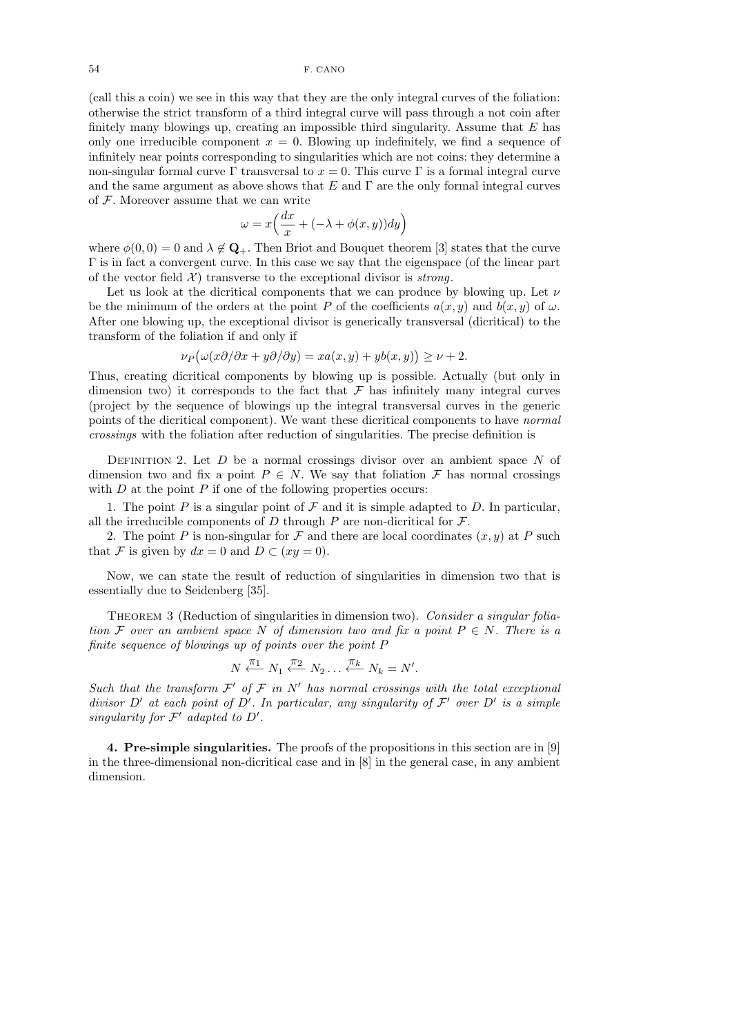(call this a coin) we see in this way that they are the only integral curves of the foliation: otherwise the strict transform of a third integral curve will pass through a not coin after finitely many blowings up, creating an impossible third singularity. Assume that $E$ has only one irreducible component $x = 0$. Blowing up indefinitely, we find a sequence of infinitely near points corresponding to singularities which are not coins: they determine a non-singular formal curve $\Gamma$ transversal to $x = 0$. This curve $\Gamma$ is a formal integral curve and the same argument as above shows that $E$ and $\Gamma$ are the only formal integral curves of $\mathcal{F}$. Moreover assume that we can write

$$\omega = x\Big(\frac{dx}{x} + (-\lambda + \phi(x,y))dy\Big)$$

where $\phi(0,0) = 0$ and $\lambda \notin \mathbf{Q}_+$. Then Briot and Bouquet theorem [3] states that the curve $\Gamma$ is in fact a convergent curve. In this case we say that the eigenspace (of the linear part of the vector field $\mathcal{X}$) transverse to the exceptional divisor is *strong*.

Let us look at the dicritical components that we can produce by blowing up. Let $\nu$ be the minimum of the orders at the point $P$ of the coefficients $a(x,y)$ and $b(x,y)$ of $\omega$. After one blowing up, the exceptional divisor is generically transversal (dicritical) to the transform of the foliation if and only if

$$\nu_P\big(\omega(x\partial/\partial x + y\partial/\partial y) = xa(x,y) + yb(x,y)\big) \geq \nu + 2.$$

Thus, creating dicritical components by blowing up is possible. Actually (but only in dimension two) it corresponds to the fact that $\mathcal{F}$ has infinitely many integral curves (project by the sequence of blowings up the integral transversal curves in the generic points of the dicritical component). We want these dicritical components to have *normal crossings* with the foliation after reduction of singularities. The precise definition is

Definition 2. Let $D$ be a normal crossings divisor over an ambient space $N$ of dimension two and fix a point $P \in N$. We say that foliation $\mathcal{F}$ has normal crossings with $D$ at the point $P$ if one of the following properties occurs:

1. The point $P$ is a singular point of $\mathcal{F}$ and it is simple adapted to $D$. In particular, all the irreducible components of $D$ through $P$ are non-dicritical for $\mathcal{F}$.

2. The point $P$ is non-singular for $\mathcal{F}$ and there are local coordinates $(x,y)$ at $P$ such that $\mathcal{F}$ is given by $dx = 0$ and $D \subset (xy = 0)$.

Now, we can state the result of reduction of singularities in dimension two that is essentially due to Seidenberg [35].

Theorem 3 (Reduction of singularities in dimension two). *Consider a singular foliation $\mathcal{F}$ over an ambient space $N$ of dimension two and fix a point $P \in N$. There is a finite sequence of blowings up of points over the point $P$*

$$N \xleftarrow{\pi_1} N_1 \xleftarrow{\pi_2} N_2 \ldots \xleftarrow{\pi_k} N_k = N'.$$

*Such that the transform $\mathcal{F}'$ of $\mathcal{F}$ in $N'$ has normal crossings with the total exceptional divisor $D'$ at each point of $D'$. In particular, any singularity of $\mathcal{F}'$ over $D'$ is a simple singularity for $\mathcal{F}'$ adapted to $D'$.*

## 4. Pre-simple singularities.

The proofs of the propositions in this section are in [9] in the three-dimensional non-dicritical case and in [8] in the general case, in any ambient dimension.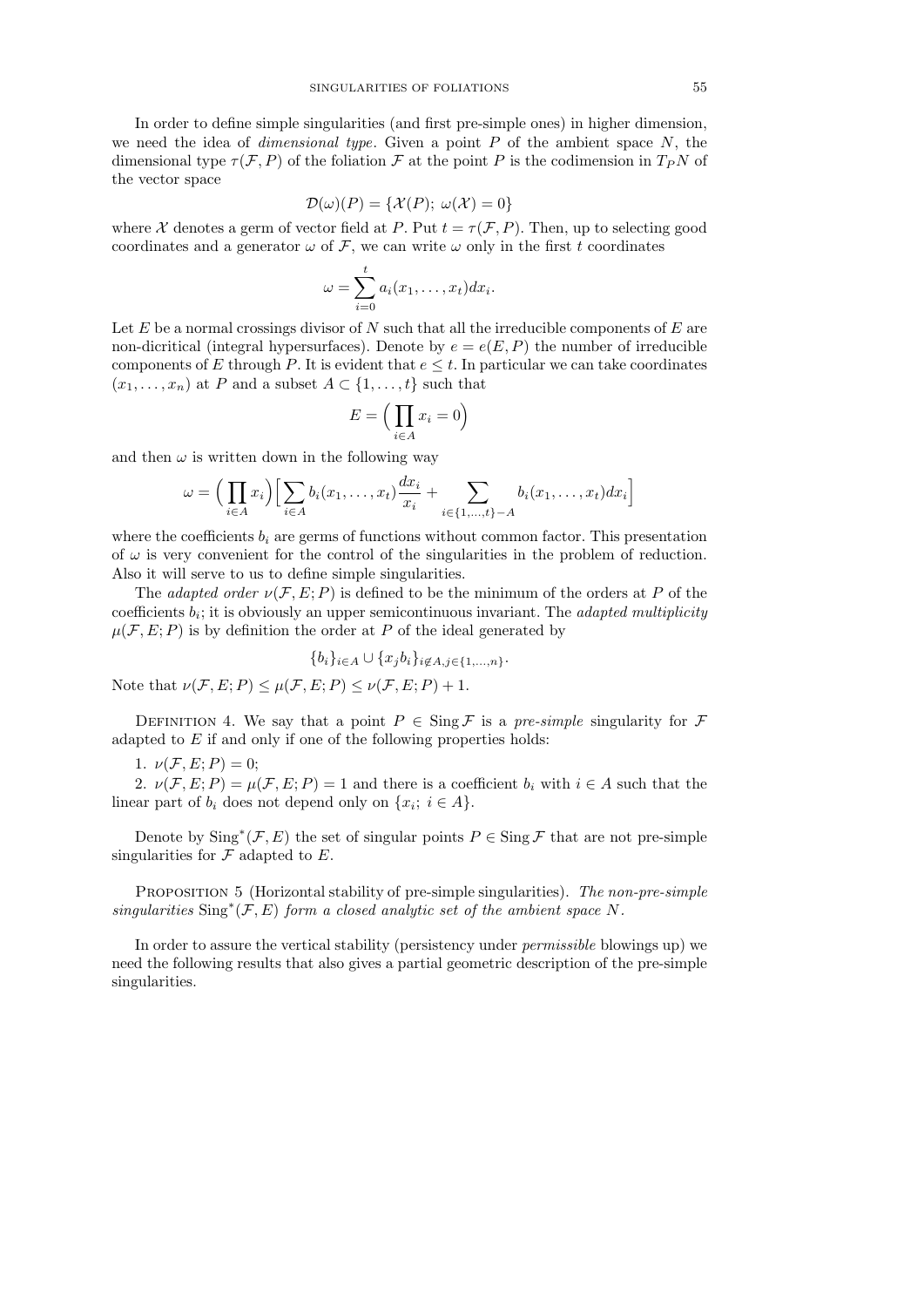In order to define simple singularities (and first pre-simple ones) in higher dimension, we need the idea of *dimensional type*. Given a point $P$ of the ambient space $N$, the dimensional type $\tau(\mathcal{F},P)$ of the foliation $\mathcal{F}$ at the point $P$ is the codimension in $T_PN$ of the vector space

$$\mathcal{D}(\omega)(P) = \{\mathcal{X}(P);\ \omega(\mathcal{X}) = 0\}$$

where $\mathcal{X}$ denotes a germ of vector field at $P$. Put $t = \tau(\mathcal{F},P)$. Then, up to selecting good coordinates and a generator $\omega$ of $\mathcal{F}$, we can write $\omega$ only in the first $t$ coordinates

$$\omega = \sum_{i=0}^{t} a_i(x_1,\ldots,x_t)dx_i.$$

Let $E$ be a normal crossings divisor of $N$ such that all the irreducible components of $E$ are non-dicritical (integral hypersurfaces). Denote by $e = e(E,P)$ the number of irreducible components of $E$ through $P$. It is evident that $e \leq t$. In particular we can take coordinates $(x_1,\ldots,x_n)$ at $P$ and a subset $A \subset \{1,\ldots,t\}$ such that

$$E = \Big(\prod_{i\in A} x_i = 0\Big)$$

and then $\omega$ is written down in the following way

$$\omega = \Big(\prod_{i\in A} x_i\Big)\Big[\sum_{i\in A} b_i(x_1,\ldots,x_t)\frac{dx_i}{x_i} + \sum_{i\in\{1,\ldots,t\}-A} b_i(x_1,\ldots,x_t)dx_i\Big]$$

where the coefficients $b_i$ are germs of functions without common factor. This presentation of $\omega$ is very convenient for the control of the singularities in the problem of reduction. Also it will serve to us to define simple singularities.

The *adapted order* $\nu(\mathcal{F},E;P)$ is defined to be the minimum of the orders at $P$ of the coefficients $b_i$; it is obviously an upper semicontinuous invariant. The *adapted multiplicity* $\mu(\mathcal{F},E;P)$ is by definition the order at $P$ of the ideal generated by

$$\{b_i\}_{i\in A} \cup \{x_j b_i\}_{i\notin A, j\in\{1,\ldots,n\}}.$$

Note that $\nu(\mathcal{F},E;P) \leq \mu(\mathcal{F},E;P) \leq \nu(\mathcal{F},E;P)+1$.

Definition 4. We say that a point $P \in \operatorname{Sing}\mathcal{F}$ is a *pre-simple* singularity for $\mathcal{F}$ adapted to $E$ if and only if one of the following properties holds:

1. $\nu(\mathcal{F},E;P) = 0$;
2. $\nu(\mathcal{F},E;P) = \mu(\mathcal{F},E;P) = 1$ and there is a coefficient $b_i$ with $i \in A$ such that the linear part of $b_i$ does not depend only on $\{x_i;\ i\in A\}$.

Denote by $\operatorname{Sing}^*(\mathcal{F},E)$ the set of singular points $P \in \operatorname{Sing}\mathcal{F}$ that are not pre-simple singularities for $\mathcal{F}$ adapted to $E$.

Proposition 5 (Horizontal stability of pre-simple singularities). *The non-pre-simple singularities $\operatorname{Sing}^*(\mathcal{F},E)$ form a closed analytic set of the ambient space $N$.*

In order to assure the vertical stability (persistency under *permissible* blowings up) we need the following results that also gives a partial geometric description of the pre-simple singularities.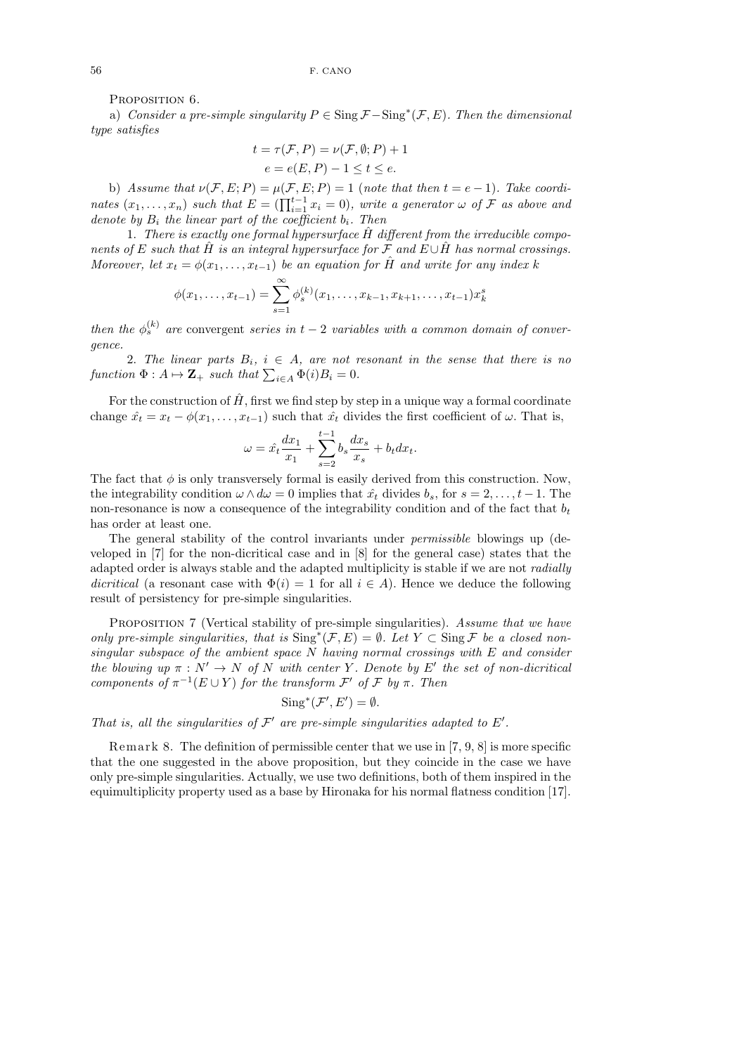PROPOSITION 6.

a) *Consider a pre-simple singularity $P \in \operatorname{Sing}\mathcal{F} - \operatorname{Sing}^*(\mathcal{F}, E)$. Then the dimensional type satisfies*

$$t = \tau(\mathcal{F}, P) = \nu(\mathcal{F}, \emptyset; P) + 1$$
$$e = e(E, P) - 1 \leq t \leq e.$$

b) *Assume that $\nu(\mathcal{F}, E; P) = \mu(\mathcal{F}, E; P) = 1$ (note that then $t = e - 1$). Take coordinates $(x_1, \ldots, x_n)$ such that $E = (\prod_{i=1}^{t-1} x_i = 0)$, write a generator $\omega$ of $\mathcal{F}$ as above and denote by $B_i$ the linear part of the coefficient $b_i$. Then*

1. *There is exactly one formal hypersurface $\hat{H}$ different from the irreducible components of $E$ such that $\hat{H}$ is an integral hypersurface for $\mathcal{F}$ and $E \cup \hat{H}$ has normal crossings. Moreover, let $x_t = \phi(x_1, \ldots, x_{t-1})$ be an equation for $\hat{H}$ and write for any index $k$*

$$\phi(x_1, \ldots, x_{t-1}) = \sum_{s=1}^{\infty} \phi_s^{(k)}(x_1, \ldots, x_{k-1}, x_{k+1}, \ldots, x_{t-1}) x_k^s$$

*then the $\phi_s^{(k)}$ are* convergent *series in $t-2$ variables with a common domain of convergence.*

2. *The linear parts $B_i$, $i \in A$, are not resonant in the sense that there is no function $\Phi : A \mapsto \mathbf{Z}_+$ such that $\sum_{i \in A} \Phi(i) B_i = 0$.*

For the construction of $\hat{H}$, first we find step by step in a unique way a formal coordinate change $\hat{x_t} = x_t - \phi(x_1, \ldots, x_{t-1})$ such that $\hat{x_t}$ divides the first coefficient of $\omega$. That is,

$$\omega = \hat{x_t} \frac{dx_1}{x_1} + \sum_{s=2}^{t-1} b_s \frac{dx_s}{x_s} + b_t dx_t.$$

The fact that $\phi$ is only transversely formal is easily derived from this construction. Now, the integrability condition $\omega \wedge d\omega = 0$ implies that $\hat{x_t}$ divides $b_s$, for $s = 2, \ldots, t-1$. The non-resonance is now a consequence of the integrability condition and of the fact that $b_t$ has order at least one.

The general stability of the control invariants under *permissible* blowings up (developed in [7] for the non-dicritical case and in [8] for the general case) states that the adapted order is always stable and the adapted multiplicity is stable if we are not *radially dicritical* (a resonant case with $\Phi(i) = 1$ for all $i \in A$). Hence we deduce the following result of persistency for pre-simple singularities.

PROPOSITION 7 (Vertical stability of pre-simple singularities). *Assume that we have only pre-simple singularities, that is $\operatorname{Sing}^*(\mathcal{F}, E) = \emptyset$. Let $Y \subset \operatorname{Sing}\mathcal{F}$ be a closed non-singular subspace of the ambient space $N$ having normal crossings with $E$ and consider the blowing up $\pi : N' \to N$ of $N$ with center $Y$. Denote by $E'$ the set of non-dicritical components of $\pi^{-1}(E \cup Y)$ for the transform $\mathcal{F}'$ of $\mathcal{F}$ by $\pi$. Then*

$$\operatorname{Sing}^*(\mathcal{F}', E') = \emptyset.$$

*That is, all the singularities of $\mathcal{F}'$ are pre-simple singularities adapted to $E'$.*

Remark 8. The definition of permissible center that we use in [7, 9, 8] is more specific that the one suggested in the above proposition, but they coincide in the case we have only pre-simple singularities. Actually, we use two definitions, both of them inspired in the equimultiplicity property used as a base by Hironaka for his normal flatness condition [17].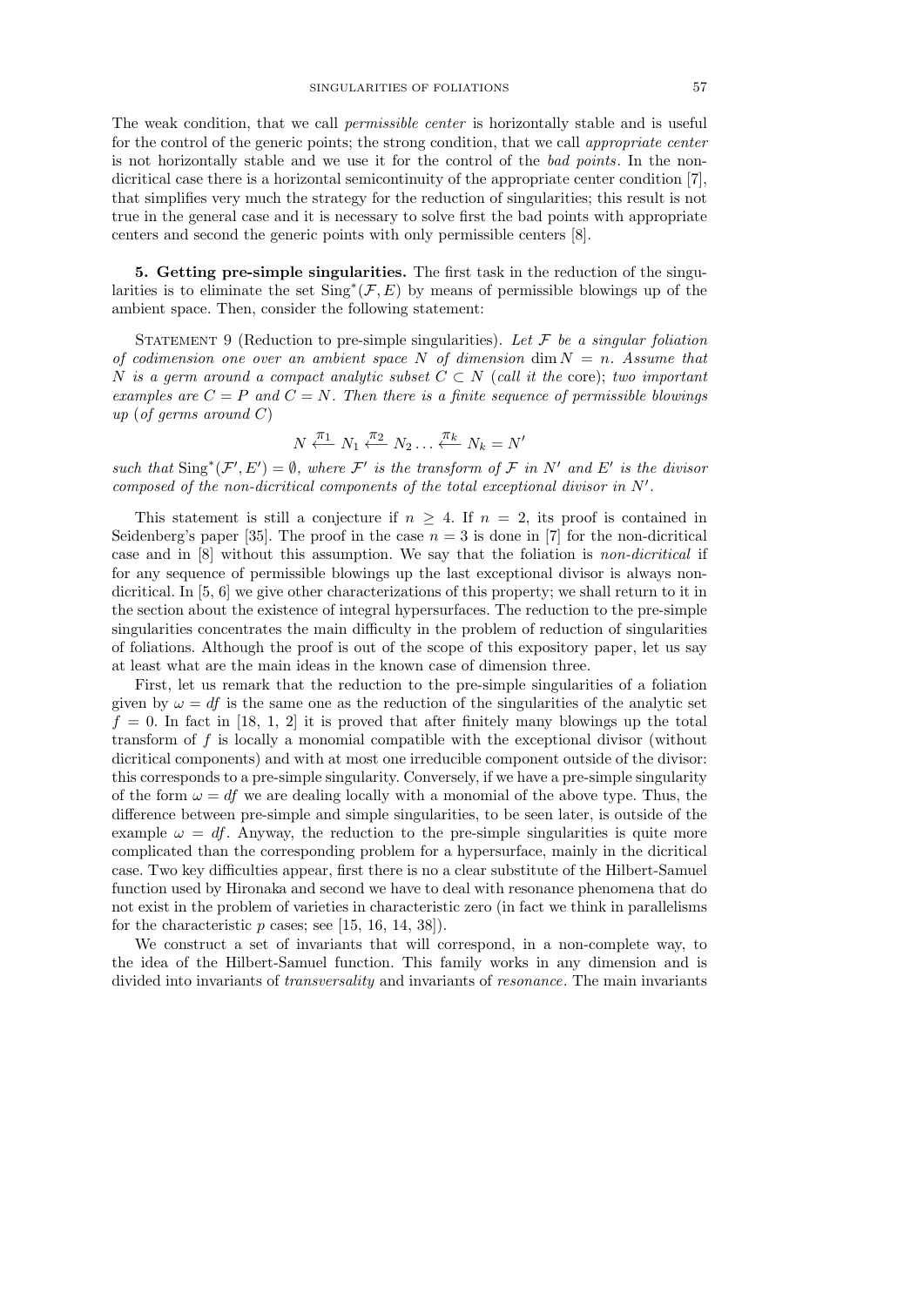The weak condition, that we call *permissible center* is horizontally stable and is useful for the control of the generic points; the strong condition, that we call *appropriate center* is not horizontally stable and we use it for the control of the *bad points*. In the non-dicritical case there is a horizontal semicontinuity of the appropriate center condition [7], that simplifies very much the strategy for the reduction of singularities; this result is not true in the general case and it is necessary to solve first the bad points with appropriate centers and second the generic points with only permissible centers [8].

**5. Getting pre-simple singularities.** The first task in the reduction of the singularities is to eliminate the set $\mathrm{Sing}^*(\mathcal{F}, E)$ by means of permissible blowings up of the ambient space. Then, consider the following statement:

Statement 9 (Reduction to pre-simple singularities). *Let $\mathcal{F}$ be a singular foliation of codimension one over an ambient space $N$ of dimension $\dim N = n$. Assume that $N$ is a germ around a compact analytic subset $C \subset N$ (call it the* core*); two important examples are $C = P$ and $C = N$. Then there is a finite sequence of permissible blowings up (of germs around $C$)*

$$N \xleftarrow{\pi_1} N_1 \xleftarrow{\pi_2} N_2 \dots \xleftarrow{\pi_k} N_k = N'$$

*such that $\mathrm{Sing}^*(\mathcal{F}', E') = \emptyset$, where $\mathcal{F}'$ is the transform of $\mathcal{F}$ in $N'$ and $E'$ is the divisor composed of the non-dicritical components of the total exceptional divisor in $N'$.*

This statement is still a conjecture if $n \geq 4$. If $n = 2$, its proof is contained in Seidenberg's paper [35]. The proof in the case $n = 3$ is done in [7] for the non-dicritical case and in [8] without this assumption. We say that the foliation is *non-dicritical* if for any sequence of permissible blowings up the last exceptional divisor is always non-dicritical. In [5, 6] we give other characterizations of this property; we shall return to it in the section about the existence of integral hypersurfaces. The reduction to the pre-simple singularities concentrates the main difficulty in the problem of reduction of singularities of foliations. Although the proof is out of the scope of this expository paper, let us say at least what are the main ideas in the known case of dimension three.

First, let us remark that the reduction to the pre-simple singularities of a foliation given by $\omega = df$ is the same one as the reduction of the singularities of the analytic set $f = 0$. In fact in [18, 1, 2] it is proved that after finitely many blowings up the total transform of $f$ is locally a monomial compatible with the exceptional divisor (without dicritical components) and with at most one irreducible component outside of the divisor: this corresponds to a pre-simple singularity. Conversely, if we have a pre-simple singularity of the form $\omega = df$ we are dealing locally with a monomial of the above type. Thus, the difference between pre-simple and simple singularities, to be seen later, is outside of the example $\omega = df$. Anyway, the reduction to the pre-simple singularities is quite more complicated than the corresponding problem for a hypersurface, mainly in the dicritical case. Two key difficulties appear, first there is no a clear substitute of the Hilbert-Samuel function used by Hironaka and second we have to deal with resonance phenomena that do not exist in the problem of varieties in characteristic zero (in fact we think in parallelisms for the characteristic $p$ cases; see [15, 16, 14, 38]).

We construct a set of invariants that will correspond, in a non-complete way, to the idea of the Hilbert-Samuel function. This family works in any dimension and is divided into invariants of *transversality* and invariants of *resonance*. The main invariants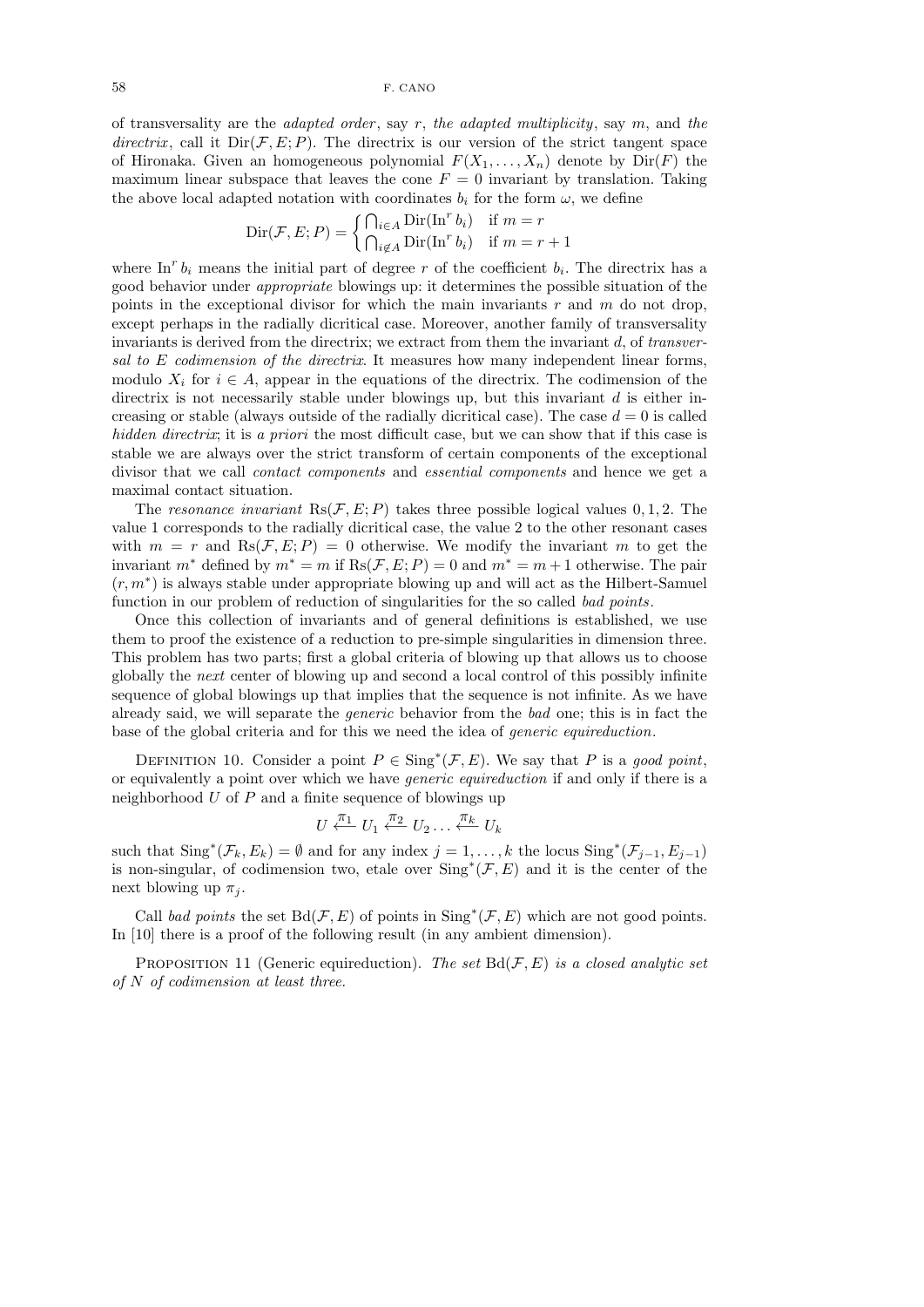of transversality are the *adapted order*, say $r$, *the adapted multiplicity*, say $m$, and *the directrix*, call it $\mathrm{Dir}(\mathcal{F}, E; P)$. The directrix is our version of the strict tangent space of Hironaka. Given an homogeneous polynomial $F(X_1, \dots, X_n)$ denote by $\mathrm{Dir}(F)$ the maximum linear subspace that leaves the cone $F = 0$ invariant by translation. Taking the above local adapted notation with coordinates $b_i$ for the form $\omega$, we define

$$\mathrm{Dir}(\mathcal{F}, E; P) = \begin{cases} \bigcap_{i \in A} \mathrm{Dir}(\mathrm{In}^r\, b_i) & \text{if } m = r \\ \bigcap_{i \notin A} \mathrm{Dir}(\mathrm{In}^r\, b_i) & \text{if } m = r + 1 \end{cases}$$

where $\mathrm{In}^r b_i$ means the initial part of degree $r$ of the coefficient $b_i$. The directrix has a good behavior under *appropriate* blowings up: it determines the possible situation of the points in the exceptional divisor for which the main invariants $r$ and $m$ do not drop, except perhaps in the radially dicritical case. Moreover, another family of transversality invariants is derived from the directrix; we extract from them the invariant $d$, of *transversal to $E$ codimension of the directrix*. It measures how many independent linear forms, modulo $X_i$ for $i \in A$, appear in the equations of the directrix. The codimension of the directrix is not necessarily stable under blowings up, but this invariant $d$ is either increasing or stable (always outside of the radially dicritical case). The case $d = 0$ is called *hidden directrix*; it is *a priori* the most difficult case, but we can show that if this case is stable we are always over the strict transform of certain components of the exceptional divisor that we call *contact components* and *essential components* and hence we get a maximal contact situation.

The *resonance invariant* $\mathrm{Rs}(\mathcal{F}, E; P)$ takes three possible logical values $0, 1, 2$. The value 1 corresponds to the radially dicritical case, the value 2 to the other resonant cases with $m = r$ and $\mathrm{Rs}(\mathcal{F}, E; P) = 0$ otherwise. We modify the invariant $m$ to get the invariant $m^*$ defined by $m^* = m$ if $\mathrm{Rs}(\mathcal{F}, E; P) = 0$ and $m^* = m + 1$ otherwise. The pair $(r, m^*)$ is always stable under appropriate blowing up and will act as the Hilbert-Samuel function in our problem of reduction of singularities for the so called *bad points*.

Once this collection of invariants and of general definitions is established, we use them to proof the existence of a reduction to pre-simple singularities in dimension three. This problem has two parts; first a global criteria of blowing up that allows us to choose globally the *next* center of blowing up and second a local control of this possibly infinite sequence of global blowings up that implies that the sequence is not infinite. As we have already said, we will separate the *generic* behavior from the *bad* one; this is in fact the base of the global criteria and for this we need the idea of *generic equireduction*.

Definition 10. Consider a point $P \in \mathrm{Sing}^*(\mathcal{F}, E)$. We say that $P$ is a *good point*, or equivalently a point over which we have *generic equireduction* if and only if there is a neighborhood $U$ of $P$ and a finite sequence of blowings up

$$U \xleftarrow{\pi_1} U_1 \xleftarrow{\pi_2} U_2 \dots \xleftarrow{\pi_k} U_k$$

such that $\mathrm{Sing}^*(\mathcal{F}_k, E_k) = \emptyset$ and for any index $j = 1, \dots, k$ the locus $\mathrm{Sing}^*(\mathcal{F}_{j-1}, E_{j-1})$ is non-singular, of codimension two, etale over $\mathrm{Sing}^*(\mathcal{F}, E)$ and it is the center of the next blowing up $\pi_j$.

Call *bad points* the set $\mathrm{Bd}(\mathcal{F}, E)$ of points in $\mathrm{Sing}^*(\mathcal{F}, E)$ which are not good points. In [10] there is a proof of the following result (in any ambient dimension).

Proposition 11 (Generic equireduction). *The set $\mathrm{Bd}(\mathcal{F}, E)$ is a closed analytic set of $N$ of codimension at least three.*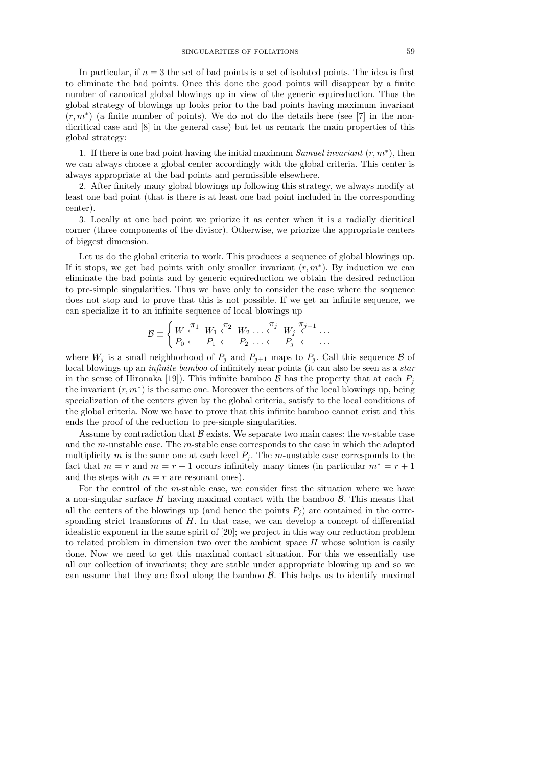In particular, if $n = 3$ the set of bad points is a set of isolated points. The idea is first to eliminate the bad points. Once this done the good points will disappear by a finite number of canonical global blowings up in view of the generic equireduction. Thus the global strategy of blowings up looks prior to the bad points having maximum invariant $(r, m^*)$ (a finite number of points). We do not do the details here (see [7] in the non-dicritical case and [8] in the general case) but let us remark the main properties of this global strategy:

1. If there is one bad point having the initial maximum *Samuel invariant* $(r, m^*)$, then we can always choose a global center accordingly with the global criteria. This center is always appropriate at the bad points and permissible elsewhere.

2. After finitely many global blowings up following this strategy, we always modify at least one bad point (that is there is at least one bad point included in the corresponding center).

3. Locally at one bad point we priorize it as center when it is a radially dicritical corner (three components of the divisor). Otherwise, we priorize the appropriate centers of biggest dimension.

Let us do the global criteria to work. This produces a sequence of global blowings up. If it stops, we get bad points with only smaller invariant $(r, m^*)$. By induction we can eliminate the bad points and by generic equireduction we obtain the desired reduction to pre-simple singularities. Thus we have only to consider the case where the sequence does not stop and to prove that this is not possible. If we get an infinite sequence, we can specialize it to an infinite sequence of local blowings up

$$\mathcal{B} \equiv \begin{cases} W \overset{\pi_1}{\longleftarrow} W_1 \overset{\pi_2}{\longleftarrow} W_2 \ldots \overset{\pi_j}{\longleftarrow} W_j \overset{\pi_{j+1}}{\longleftarrow} \ldots \\ P_0 \longleftarrow P_1 \longleftarrow P_2 \ldots \longleftarrow P_j \longleftarrow \ldots \end{cases}$$

where $W_j$ is a small neighborhood of $P_j$ and $P_{j+1}$ maps to $P_j$. Call this sequence $\mathcal{B}$ of local blowings up an *infinite bamboo* of infinitely near points (it can also be seen as a *star* in the sense of Hironaka [19]). This infinite bamboo $\mathcal{B}$ has the property that at each $P_j$ the invariant $(r, m^*)$ is the same one. Moreover the centers of the local blowings up, being specialization of the centers given by the global criteria, satisfy to the local conditions of the global criteria. Now we have to prove that this infinite bamboo cannot exist and this ends the proof of the reduction to pre-simple singularities.

Assume by contradiction that $\mathcal{B}$ exists. We separate two main cases: the $m$-stable case and the $m$-unstable case. The $m$-stable case corresponds to the case in which the adapted multiplicity $m$ is the same one at each level $P_j$. The $m$-unstable case corresponds to the fact that $m = r$ and $m = r + 1$ occurs infinitely many times (in particular $m^* = r + 1$ and the steps with $m = r$ are resonant ones).

For the control of the $m$-stable case, we consider first the situation where we have a non-singular surface $H$ having maximal contact with the bamboo $\mathcal{B}$. This means that all the centers of the blowings up (and hence the points $P_j$) are contained in the corresponding strict transforms of $H$. In that case, we can develop a concept of differential idealistic exponent in the same spirit of [20]; we project in this way our reduction problem to related problem in dimension two over the ambient space $H$ whose solution is easily done. Now we need to get this maximal contact situation. For this we essentially use all our collection of invariants; they are stable under appropriate blowing up and so we can assume that they are fixed along the bamboo $\mathcal{B}$. This helps us to identify maximal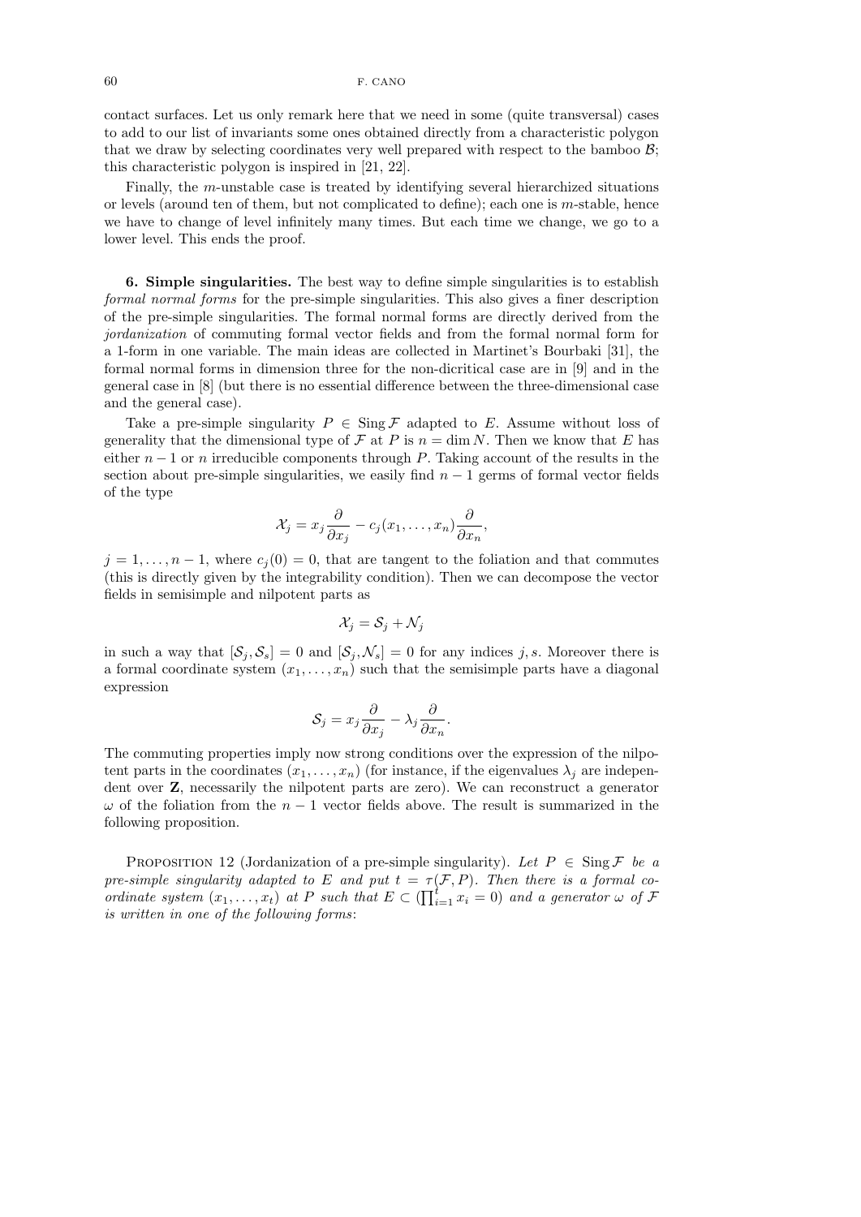contact surfaces. Let us only remark here that we need in some (quite transversal) cases to add to our list of invariants some ones obtained directly from a characteristic polygon that we draw by selecting coordinates very well prepared with respect to the bamboo $\mathcal{B}$; this characteristic polygon is inspired in [21, 22].

Finally, the $m$-unstable case is treated by identifying several hierarchized situations or levels (around ten of them, but not complicated to define); each one is $m$-stable, hence we have to change of level infinitely many times. But each time we change, we go to a lower level. This ends the proof.

**6. Simple singularities.** The best way to define simple singularities is to establish *formal normal forms* for the pre-simple singularities. This also gives a finer description of the pre-simple singularities. The formal normal forms are directly derived from the *jordanization* of commuting formal vector fields and from the formal normal form for a 1-form in one variable. The main ideas are collected in Martinet's Bourbaki [31], the formal normal forms in dimension three for the non-dicritical case are in [9] and in the general case in [8] (but there is no essential difference between the three-dimensional case and the general case).

Take a pre-simple singularity $P \in \operatorname{Sing} \mathcal{F}$ adapted to $E$. Assume without loss of generality that the dimensional type of $\mathcal{F}$ at $P$ is $n = \dim N$. Then we know that $E$ has either $n-1$ or $n$ irreducible components through $P$. Taking account of the results in the section about pre-simple singularities, we easily find $n-1$ germs of formal vector fields of the type

$$\mathcal{X}_j = x_j \frac{\partial}{\partial x_j} - c_j(x_1, \ldots, x_n) \frac{\partial}{\partial x_n},$$

$j = 1, \ldots, n-1$, where $c_j(0) = 0$, that are tangent to the foliation and that commutes (this is directly given by the integrability condition). Then we can decompose the vector fields in semisimple and nilpotent parts as

$$\mathcal{X}_j = \mathcal{S}_j + \mathcal{N}_j$$

in such a way that $[\mathcal{S}_j, \mathcal{S}_s] = 0$ and $[\mathcal{S}_j, \mathcal{N}_s] = 0$ for any indices $j, s$. Moreover there is a formal coordinate system $(x_1, \ldots, x_n)$ such that the semisimple parts have a diagonal expression

$$\mathcal{S}_j = x_j \frac{\partial}{\partial x_j} - \lambda_j \frac{\partial}{\partial x_n}.$$

The commuting properties imply now strong conditions over the expression of the nilpotent parts in the coordinates $(x_1, \ldots, x_n)$ (for instance, if the eigenvalues $\lambda_j$ are independent over $\mathbf{Z}$, necessarily the nilpotent parts are zero). We can reconstruct a generator $\omega$ of the foliation from the $n-1$ vector fields above. The result is summarized in the following proposition.

Proposition 12 (Jordanization of a pre-simple singularity). *Let $P \in \operatorname{Sing} \mathcal{F}$ be a pre-simple singularity adapted to $E$ and put $t = \tau(\mathcal{F}, P)$. Then there is a formal coordinate system $(x_1, \ldots, x_t)$ at $P$ such that $E \subset (\prod_{i=1}^{t} x_i = 0)$ and a generator $\omega$ of $\mathcal{F}$ is written in one of the following forms*: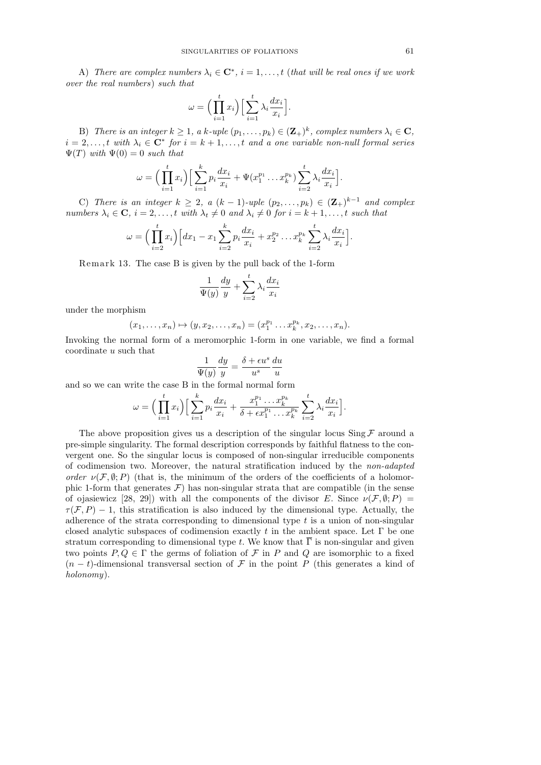A) *There are complex numbers $\lambda_i \in \mathbf{C}^*$, $i = 1, \ldots, t$ (that will be real ones if we work over the real numbers) such that*

$$\omega = \Big(\prod_{i=1}^{t} x_i\Big)\Big[\sum_{i=1}^{t} \lambda_i \frac{dx_i}{x_i}\Big].$$

B) *There is an integer $k \geq 1$, a $k$-uple $(p_1, \ldots, p_k) \in (\mathbf{Z}_+)^k$, complex numbers $\lambda_i \in \mathbf{C}$, $i = 2, \ldots, t$ with $\lambda_i \in \mathbf{C}^*$ for $i = k+1, \ldots, t$ and a one variable non-null formal series $\Psi(T)$ with $\Psi(0) = 0$ such that*

$$\omega = \Big(\prod_{i=1}^{t} x_i\Big)\Big[\sum_{i=1}^{k} p_i \frac{dx_i}{x_i} + \Psi(x_1^{p_1} \ldots x_k^{p_k}) \sum_{i=2}^{t} \lambda_i \frac{dx_i}{x_i}\Big].$$

C) *There is an integer $k \geq 2$, a $(k-1)$-uple $(p_2, \ldots, p_k) \in (\mathbf{Z}_+)^{k-1}$ and complex numbers $\lambda_i \in \mathbf{C}$, $i = 2, \ldots, t$ with $\lambda_t \neq 0$ and $\lambda_i \neq 0$ for $i = k+1, \ldots, t$ such that*

$$\omega = \Big(\prod_{i=2}^{t} x_i\Big)\Big[dx_1 - x_1 \sum_{i=2}^{k} p_i \frac{dx_i}{x_i} + x_2^{p_2} \ldots x_k^{p_k} \sum_{i=2}^{t} \lambda_i \frac{dx_i}{x_i}\Big].$$

Remark 13. The case B is given by the pull back of the 1-form

$$\frac{1}{\Psi(y)} \frac{dy}{y} + \sum_{i=2}^{t} \lambda_i \frac{dx_i}{x_i}$$

under the morphism

$$(x_1, \ldots, x_n) \mapsto (y, x_2, \ldots, x_n) = (x_1^{p_1} \ldots x_k^{p_k}, x_2, \ldots, x_n).$$

Invoking the normal form of a meromorphic 1-form in one variable, we find a formal coordinate $u$ such that

$$\frac{1}{\Psi(y)} \frac{dy}{y} = \frac{\delta + \epsilon u^s}{u^s} \frac{du}{u}$$

and so we can write the case B in the formal normal form

$$\omega = \Big(\prod_{i=1}^{t} x_i\Big)\Big[\sum_{i=1}^{k} p_i \frac{dx_i}{x_i} + \frac{x_1^{p_1} \ldots x_k^{p_k}}{\delta + \epsilon x_1^{p_1} \ldots x_k^{p_k}} \sum_{i=2}^{t} \lambda_i \frac{dx_i}{x_i}\Big].$$

The above proposition gives us a description of the singular locus $\operatorname{Sing} \mathcal{F}$ around a pre-simple singularity. The formal description corresponds by faithful flatness to the convergent one. So the singular locus is composed of non-singular irreducible components of codimension two. Moreover, the natural stratification induced by the *non-adapted order* $\nu(\mathcal{F}, \emptyset; P)$ (that is, the minimum of the orders of the coefficients of a holomorphic 1-form that generates $\mathcal{F}$) has non-singular strata that are compatible (in the sense of ojasiewicz [28, 29]) with all the components of the divisor $E$. Since $\nu(\mathcal{F}, \emptyset; P) = \tau(\mathcal{F}, P) - 1$, this stratification is also induced by the dimensional type. Actually, the adherence of the strata corresponding to dimensional type $t$ is a union of non-singular closed analytic subspaces of codimension exactly $t$ in the ambient space. Let $\Gamma$ be one stratum corresponding to dimensional type $t$. We know that $\overline{\Gamma}$ is non-singular and given two points $P, Q \in \Gamma$ the germs of foliation of $\mathcal{F}$ in $P$ and $Q$ are isomorphic to a fixed $(n-t)$-dimensional transversal section of $\mathcal{F}$ in the point $P$ (this generates a kind of *holonomy*).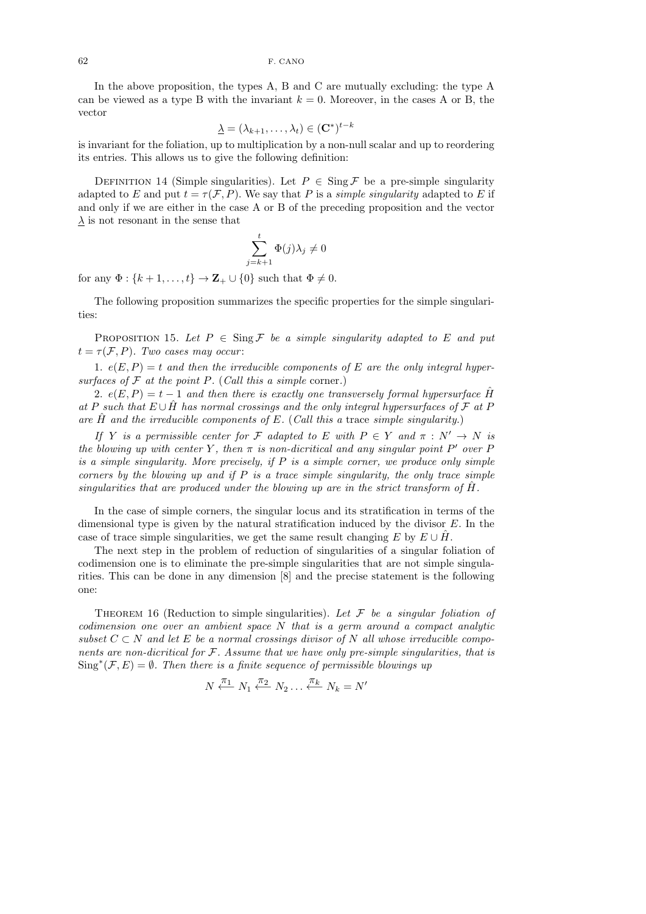In the above proposition, the types A, B and C are mutually excluding: the type A can be viewed as a type B with the invariant $k = 0$. Moreover, in the cases A or B, the vector

$$\underline{\lambda} = (\lambda_{k+1}, \ldots, \lambda_t) \in (\mathbf{C}^*)^{t-k}$$

is invariant for the foliation, up to multiplication by a non-null scalar and up to reordering its entries. This allows us to give the following definition:

Definition 14 (Simple singularities). Let $P \in \operatorname{Sing} \mathcal{F}$ be a pre-simple singularity adapted to $E$ and put $t = \tau(\mathcal{F}, P)$. We say that $P$ is a *simple singularity* adapted to $E$ if and only if we are either in the case A or B of the preceding proposition and the vector $\underline{\lambda}$ is not resonant in the sense that

$$\sum_{j=k+1}^{t} \Phi(j)\lambda_j \neq 0$$

for any $\Phi : \{k+1, \ldots, t\} \to \mathbf{Z}_+ \cup \{0\}$ such that $\Phi \neq 0$.

The following proposition summarizes the specific properties for the simple singularities:

Proposition 15. *Let $P \in \operatorname{Sing} \mathcal{F}$ be a simple singularity adapted to $E$ and put $t = \tau(\mathcal{F}, P)$. Two cases may occur*:

1. *$e(E, P) = t$ and then the irreducible components of $E$ are the only integral hypersurfaces of $\mathcal{F}$ at the point $P$.* (*Call this a simple* corner.)

2. *$e(E, P) = t - 1$ and then there is exactly one transversely formal hypersurface $\hat{H}$ at $P$ such that $E \cup \hat{H}$ has normal crossings and the only integral hypersurfaces of $\mathcal{F}$ at $P$ are $\hat{H}$ and the irreducible components of $E$.* (*Call this a* trace *simple singularity.*)

*If $Y$ is a permissible center for $\mathcal{F}$ adapted to $E$ with $P \in Y$ and $\pi : N' \to N$ is the blowing up with center $Y$, then $\pi$ is non-dicritical and any singular point $P'$ over $P$ is a simple singularity. More precisely, if $P$ is a simple corner, we produce only simple corners by the blowing up and if $P$ is a trace simple singularity, the only trace simple singularities that are produced under the blowing up are in the strict transform of $\hat{H}$.*

In the case of simple corners, the singular locus and its stratification in terms of the dimensional type is given by the natural stratification induced by the divisor $E$. In the case of trace simple singularities, we get the same result changing $E$ by $E \cup \hat{H}$.

The next step in the problem of reduction of singularities of a singular foliation of codimension one is to eliminate the pre-simple singularities that are not simple singularities. This can be done in any dimension [8] and the precise statement is the following one:

Theorem 16 (Reduction to simple singularities). *Let $\mathcal{F}$ be a singular foliation of codimension one over an ambient space $N$ that is a germ around a compact analytic subset $C \subset N$ and let $E$ be a normal crossings divisor of $N$ all whose irreducible components are non-dicritical for $\mathcal{F}$. Assume that we have only pre-simple singularities, that is $\operatorname{Sing}^*(\mathcal{F}, E) = \emptyset$. Then there is a finite sequence of permissible blowings up*

$$N \xleftarrow{\pi_1} N_1 \xleftarrow{\pi_2} N_2 \ldots \xleftarrow{\pi_k} N_k = N'$$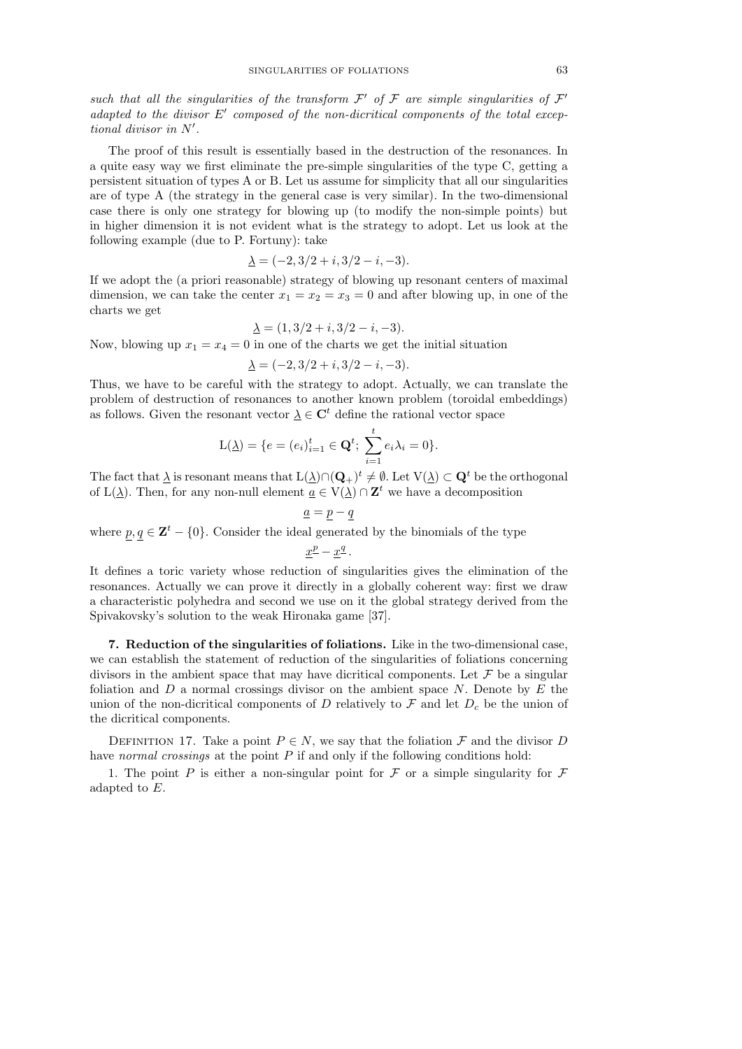*such that all the singularities of the transform $\mathcal{F}'$ of $\mathcal{F}$ are simple singularities of $\mathcal{F}'$ adapted to the divisor $E'$ composed of the non-dicritical components of the total exceptional divisor in $N'$.*

The proof of this result is essentially based in the destruction of the resonances. In a quite easy way we first eliminate the pre-simple singularities of the type C, getting a persistent situation of types A or B. Let us assume for simplicity that all our singularities are of type A (the strategy in the general case is very similar). In the two-dimensional case there is only one strategy for blowing up (to modify the non-simple points) but in higher dimension it is not evident what is the strategy to adopt. Let us look at the following example (due to P. Fortuny): take

$$\underline{\lambda} = (-2, 3/2 + i, 3/2 - i, -3).$$

If we adopt the (a priori reasonable) strategy of blowing up resonant centers of maximal dimension, we can take the center $x_1 = x_2 = x_3 = 0$ and after blowing up, in one of the charts we get

$$\underline{\lambda} = (1, 3/2 + i, 3/2 - i, -3).$$

Now, blowing up $x_1 = x_4 = 0$ in one of the charts we get the initial situation

$$\underline{\lambda} = (-2, 3/2 + i, 3/2 - i, -3).$$

Thus, we have to be careful with the strategy to adopt. Actually, we can translate the problem of destruction of resonances to another known problem (toroidal embeddings) as follows. Given the resonant vector $\underline{\lambda} \in \mathbf{C}^t$ define the rational vector space

$$\mathrm{L}(\underline{\lambda}) = \{e = (e_i)_{i=1}^t \in \mathbf{Q}^t;\ \sum_{i=1}^t e_i \lambda_i = 0\}.$$

The fact that $\underline{\lambda}$ is resonant means that $\mathrm{L}(\underline{\lambda}) \cap (\mathbf{Q}_+)^t \neq \emptyset$. Let $\mathrm{V}(\underline{\lambda}) \subset \mathbf{Q}^t$ be the orthogonal of $\mathrm{L}(\underline{\lambda})$. Then, for any non-null element $\underline{a} \in \mathrm{V}(\underline{\lambda}) \cap \mathbf{Z}^t$ we have a decomposition

$$\underline{a} = \underline{p} - \underline{q}$$

where $\underline{p}, \underline{q} \in \mathbf{Z}^t - \{0\}$. Consider the ideal generated by the binomials of the type

$$\underline{x}^{\underline{p}} - \underline{x}^{\underline{q}}.$$

It defines a toric variety whose reduction of singularities gives the elimination of the resonances. Actually we can prove it directly in a globally coherent way: first we draw a characteristic polyhedra and second we use on it the global strategy derived from the Spivakovsky's solution to the weak Hironaka game [37].

**7. Reduction of the singularities of foliations.** Like in the two-dimensional case, we can establish the statement of reduction of the singularities of foliations concerning divisors in the ambient space that may have dicritical components. Let $\mathcal{F}$ be a singular foliation and $D$ a normal crossings divisor on the ambient space $N$. Denote by $E$ the union of the non-dicritical components of $D$ relatively to $\mathcal{F}$ and let $D_c$ be the union of the dicritical components.

Definition 17. Take a point $P \in N$, we say that the foliation $\mathcal{F}$ and the divisor $D$ have *normal crossings* at the point $P$ if and only if the following conditions hold:

1. The point $P$ is either a non-singular point for $\mathcal{F}$ or a simple singularity for $\mathcal{F}$ adapted to $E$.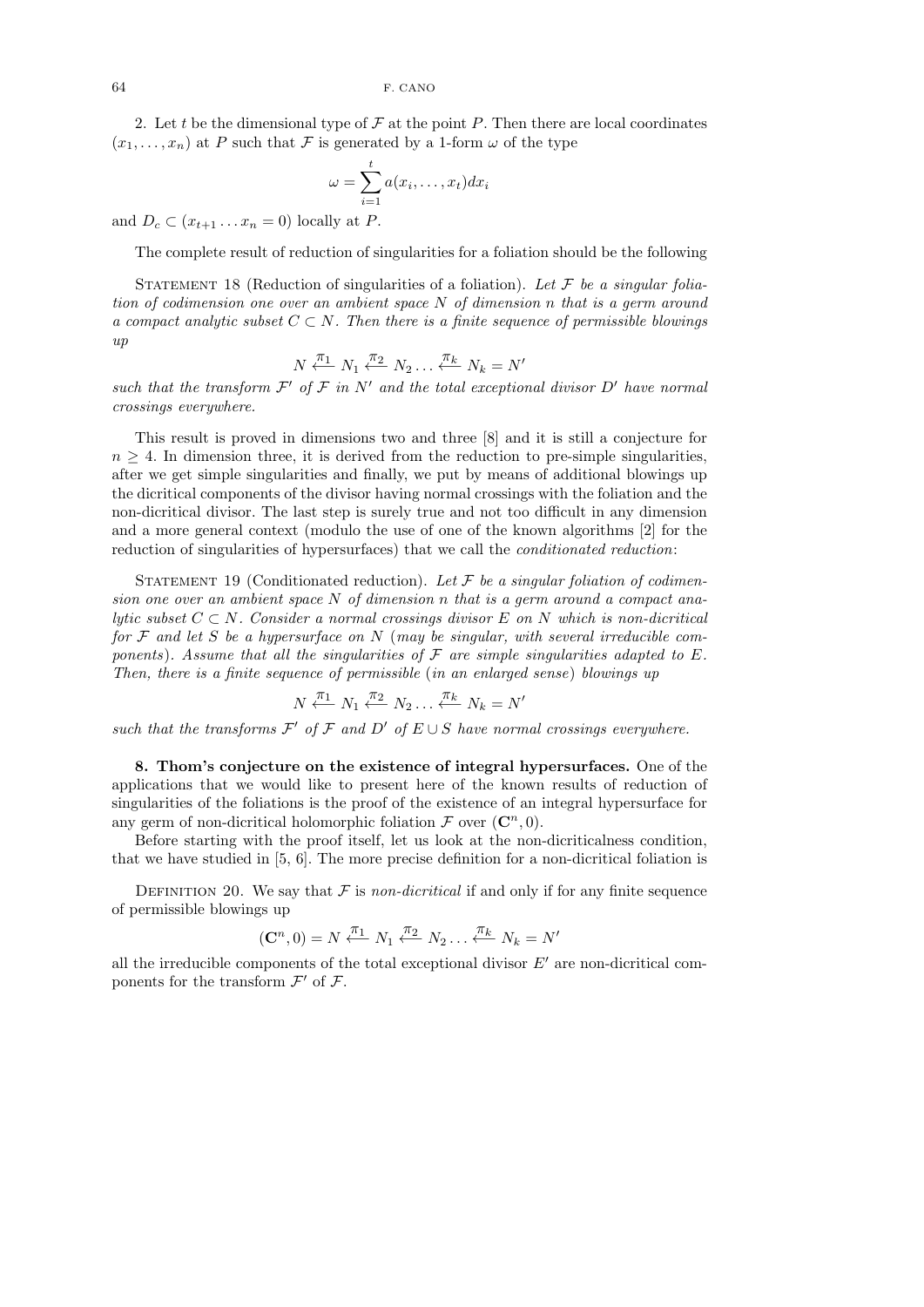2. Let $t$ be the dimensional type of $\mathcal{F}$ at the point $P$. Then there are local coordinates $(x_1, \ldots, x_n)$ at $P$ such that $\mathcal{F}$ is generated by a 1-form $\omega$ of the type

$$\omega = \sum_{i=1}^{t} a(x_i, \ldots, x_t) dx_i$$

and $D_c \subset (x_{t+1} \ldots x_n = 0)$ locally at $P$.

The complete result of reduction of singularities for a foliation should be the following

Statement 18 (Reduction of singularities of a foliation). *Let $\mathcal{F}$ be a singular foliation of codimension one over an ambient space $N$ of dimension $n$ that is a germ around a compact analytic subset $C \subset N$. Then there is a finite sequence of permissible blowings up*

$$N \xleftarrow{\pi_1} N_1 \xleftarrow{\pi_2} N_2 \ldots \xleftarrow{\pi_k} N_k = N'$$

*such that the transform $\mathcal{F}'$ of $\mathcal{F}$ in $N'$ and the total exceptional divisor $D'$ have normal crossings everywhere.*

This result is proved in dimensions two and three [8] and it is still a conjecture for $n \geq 4$. In dimension three, it is derived from the reduction to pre-simple singularities, after we get simple singularities and finally, we put by means of additional blowings up the dicritical components of the divisor having normal crossings with the foliation and the non-dicritical divisor. The last step is surely true and not too difficult in any dimension and a more general context (modulo the use of one of the known algorithms [2] for the reduction of singularities of hypersurfaces) that we call the *conditionated reduction*:

Statement 19 (Conditionated reduction). *Let $\mathcal{F}$ be a singular foliation of codimension one over an ambient space $N$ of dimension $n$ that is a germ around a compact analytic subset $C \subset N$. Consider a normal crossings divisor $E$ on $N$ which is non-dicritical for $\mathcal{F}$ and let $S$ be a hypersurface on $N$ (may be singular, with several irreducible components). Assume that all the singularities of $\mathcal{F}$ are simple singularities adapted to $E$. Then, there is a finite sequence of permissible (in an enlarged sense) blowings up*

$$N \xleftarrow{\pi_1} N_1 \xleftarrow{\pi_2} N_2 \ldots \xleftarrow{\pi_k} N_k = N'$$

*such that the transforms $\mathcal{F}'$ of $\mathcal{F}$ and $D'$ of $E \cup S$ have normal crossings everywhere.*

**8. Thom's conjecture on the existence of integral hypersurfaces.** One of the applications that we would like to present here of the known results of reduction of singularities of the foliations is the proof of the existence of an integral hypersurface for any germ of non-dicritical holomorphic foliation $\mathcal{F}$ over $(\mathbf{C}^n, 0)$.

Before starting with the proof itself, let us look at the non-dicriticalness condition, that we have studied in [5, 6]. The more precise definition for a non-dicritical foliation is

Definition 20. We say that $\mathcal{F}$ is *non-dicritical* if and only if for any finite sequence of permissible blowings up

$$(\mathbf{C}^n, 0) = N \xleftarrow{\pi_1} N_1 \xleftarrow{\pi_2} N_2 \ldots \xleftarrow{\pi_k} N_k = N'$$

all the irreducible components of the total exceptional divisor $E'$ are non-dicritical components for the transform $\mathcal{F}'$ of $\mathcal{F}$.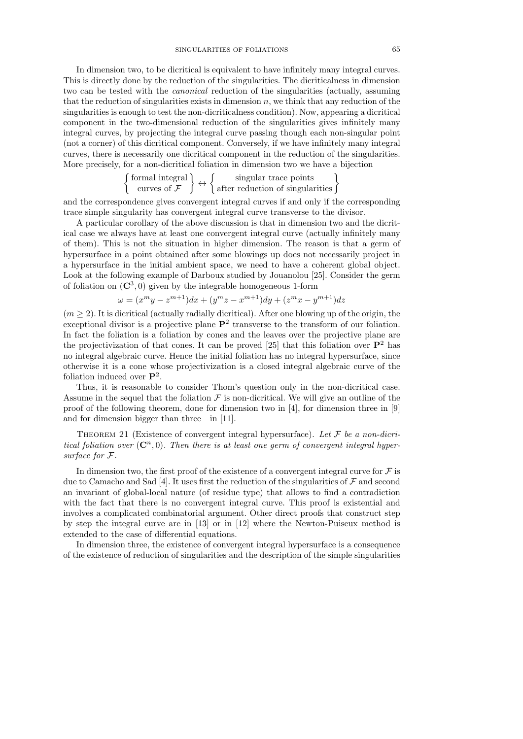In dimension two, to be dicritical is equivalent to have infinitely many integral curves. This is directly done by the reduction of the singularities. The dicriticalness in dimension two can be tested with the *canonical* reduction of the singularities (actually, assuming that the reduction of singularities exists in dimension $n$, we think that any reduction of the singularities is enough to test the non-dicriticalness condition). Now, appearing a dicritical component in the two-dimensional reduction of the singularities gives infinitely many integral curves, by projecting the integral curve passing though each non-singular point (not a corner) of this dicritical component. Conversely, if we have infinitely many integral curves, there is necessarily one dicritical component in the reduction of the singularities. More precisely, for a non-dicritical foliation in dimension two we have a bijection

$$\left\{ \begin{matrix} \text{formal integral} \\ \text{curves of } \mathcal{F} \end{matrix} \right\} \leftrightarrow \left\{ \begin{matrix} \text{singular trace points} \\ \text{after reduction of singularities} \end{matrix} \right\}$$

and the correspondence gives convergent integral curves if and only if the corresponding trace simple singularity has convergent integral curve transverse to the divisor.

A particular corollary of the above discussion is that in dimension two and the dicritical case we always have at least one convergent integral curve (actually infinitely many of them). This is not the situation in higher dimension. The reason is that a germ of hypersurface in a point obtained after some blowings up does not necessarily project in a hypersurface in the initial ambient space, we need to have a coherent global object. Look at the following example of Darboux studied by Jouanolou [25]. Consider the germ of foliation on $(\mathbf{C}^3, 0)$ given by the integrable homogeneous 1-form

$$\omega = (x^m y - z^{m+1})dx + (y^m z - x^{m+1})dy + (z^m x - y^{m+1})dz$$

($m \geq 2$). It is dicritical (actually radially dicritical). After one blowing up of the origin, the exceptional divisor is a projective plane $\mathbf{P}^2$ transverse to the transform of our foliation. In fact the foliation is a foliation by cones and the leaves over the projective plane are the projectivization of that cones. It can be proved [25] that this foliation over $\mathbf{P}^2$ has no integral algebraic curve. Hence the initial foliation has no integral hypersurface, since otherwise it is a cone whose projectivization is a closed integral algebraic curve of the foliation induced over $\mathbf{P}^2$.

Thus, it is reasonable to consider Thom's question only in the non-dicritical case. Assume in the sequel that the foliation $\mathcal{F}$ is non-dicritical. We will give an outline of the proof of the following theorem, done for dimension two in [4], for dimension three in [9] and for dimension bigger than three—in [11].

Theorem 21 (Existence of convergent integral hypersurface). *Let $\mathcal{F}$ be a non-dicritical foliation over $(\mathbf{C}^n, 0)$. Then there is at least one germ of convergent integral hypersurface for $\mathcal{F}$.*

In dimension two, the first proof of the existence of a convergent integral curve for $\mathcal{F}$ is due to Camacho and Sad [4]. It uses first the reduction of the singularities of $\mathcal{F}$ and second an invariant of global-local nature (of residue type) that allows to find a contradiction with the fact that there is no convergent integral curve. This proof is existential and involves a complicated combinatorial argument. Other direct proofs that construct step by step the integral curve are in [13] or in [12] where the Newton-Puiseux method is extended to the case of differential equations.

In dimension three, the existence of convergent integral hypersurface is a consequence of the existence of reduction of singularities and the description of the simple singularities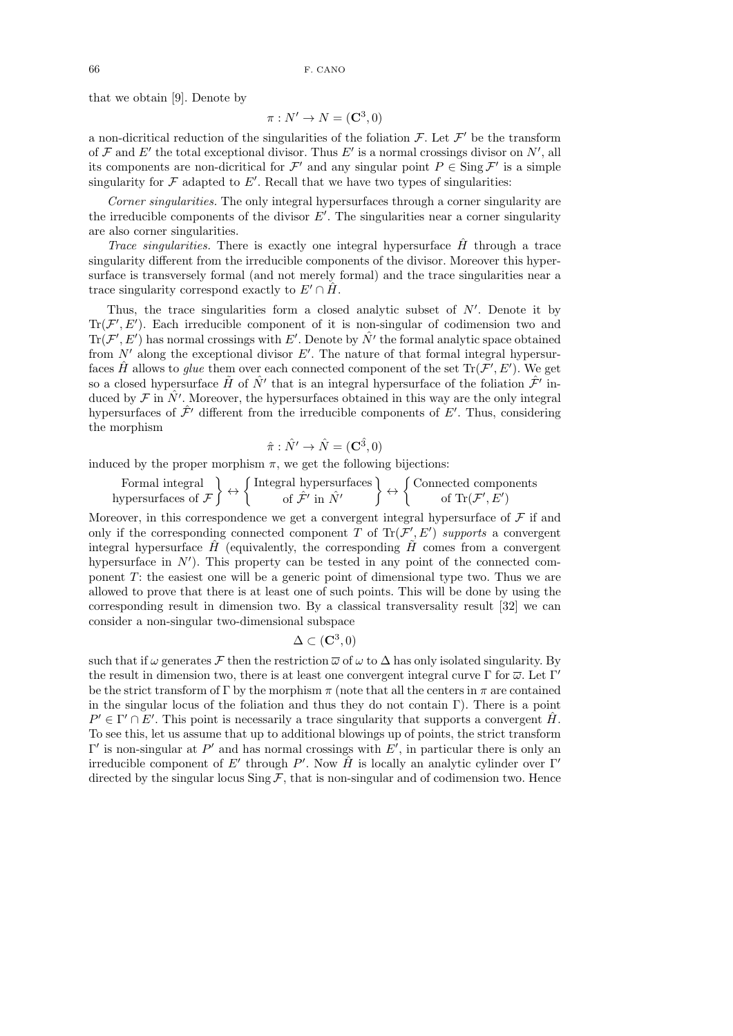that we obtain [9]. Denote by

$$\pi : N' \to N = (\mathbf{C}^3, 0)$$

a non-dicritical reduction of the singularities of the foliation $\mathcal{F}$. Let $\mathcal{F}'$ be the transform of $\mathcal{F}$ and $E'$ the total exceptional divisor. Thus $E'$ is a normal crossings divisor on $N'$, all its components are non-dicritical for $\mathcal{F}'$ and any singular point $P \in \operatorname{Sing} \mathcal{F}'$ is a simple singularity for $\mathcal{F}$ adapted to $E'$. Recall that we have two types of singularities:

*Corner singularities.* The only integral hypersurfaces through a corner singularity are the irreducible components of the divisor $E'$. The singularities near a corner singularity are also corner singularities.

*Trace singularities.* There is exactly one integral hypersurface $\hat{H}$ through a trace singularity different from the irreducible components of the divisor. Moreover this hypersurface is transversely formal (and not merely formal) and the trace singularities near a trace singularity correspond exactly to $E' \cap \hat{H}$.

Thus, the trace singularities form a closed analytic subset of $N'$. Denote it by $\operatorname{Tr}(\mathcal{F}', E')$. Each irreducible component of it is non-singular of codimension two and $\operatorname{Tr}(\mathcal{F}', E')$ has normal crossings with $E'$. Denote by $\hat{N}'$ the formal analytic space obtained from $N'$ along the exceptional divisor $E'$. The nature of that formal integral hypersurfaces $\hat{H}$ allows to *glue* them over each connected component of the set $\operatorname{Tr}(\mathcal{F}', E')$. We get so a closed hypersurface $\tilde{H}$ of $\hat{N}'$ that is an integral hypersurface of the foliation $\hat{\mathcal{F}}'$ induced by $\mathcal{F}$ in $\hat{N}'$. Moreover, the hypersurfaces obtained in this way are the only integral hypersurfaces of $\hat{\mathcal{F}}'$ different from the irreducible components of $E'$. Thus, considering the morphism

$$\hat{\pi} : \hat{N}' \to \hat{N} = (\mathbf{C}^{\hat{3}}, 0)$$

induced by the proper morphism $\pi$, we get the following bijections:

$$\left\{ \begin{array}{c} \text{Formal integral} \\ \text{hypersurfaces of } \mathcal{F} \end{array} \right\} \leftrightarrow \left\{ \begin{array}{c} \text{Integral hypersurfaces} \\ \text{of } \hat{\mathcal{F}}' \text{ in } \hat{N}' \end{array} \right\} \leftrightarrow \left\{ \begin{array}{c} \text{Connected components} \\ \text{of } \operatorname{Tr}(\mathcal{F}', E') \end{array} \right\}$$

Moreover, in this correspondence we get a convergent integral hypersurface of $\mathcal{F}$ if and only if the corresponding connected component $T$ of $\operatorname{Tr}(\mathcal{F}', E')$ *supports* a convergent integral hypersurface $\hat{H}$ (equivalently, the corresponding $\tilde{H}$ comes from a convergent hypersurface in $N'$). This property can be tested in any point of the connected component $T$: the easiest one will be a generic point of dimensional type two. Thus we are allowed to prove that there is at least one of such points. This will be done by using the corresponding result in dimension two. By a classical transversality result [32] we can consider a non-singular two-dimensional subspace

$$\Delta \subset (\mathbf{C}^3, 0)$$

such that if $\omega$ generates $\mathcal{F}$ then the restriction $\overline{\omega}$ of $\omega$ to $\Delta$ has only isolated singularity. By the result in dimension two, there is at least one convergent integral curve $\Gamma$ for $\overline{\omega}$. Let $\Gamma'$ be the strict transform of $\Gamma$ by the morphism $\pi$ (note that all the centers in $\pi$ are contained in the singular locus of the foliation and thus they do not contain $\Gamma$). There is a point $P' \in \Gamma' \cap E'$. This point is necessarily a trace singularity that supports a convergent $\hat{H}$. To see this, let us assume that up to additional blowings up of points, the strict transform $\Gamma'$ is non-singular at $P'$ and has normal crossings with $E'$, in particular there is only an irreducible component of $E'$ through $P'$. Now $\hat{H}$ is locally an analytic cylinder over $\Gamma'$ directed by the singular locus $\operatorname{Sing} \mathcal{F}$, that is non-singular and of codimension two. Hence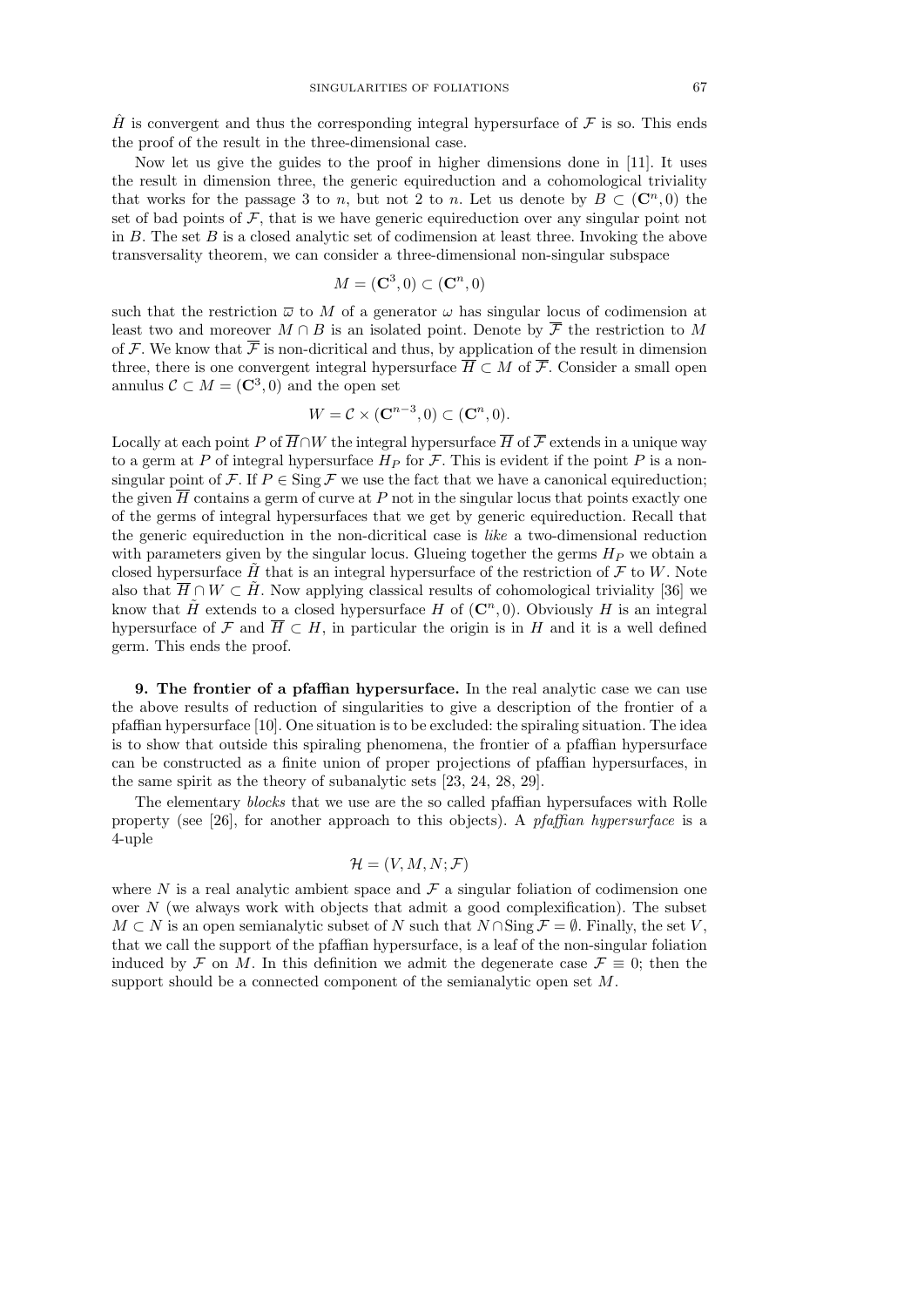$\hat{H}$ is convergent and thus the corresponding integral hypersurface of $\mathcal{F}$ is so. This ends the proof of the result in the three-dimensional case.

Now let us give the guides to the proof in higher dimensions done in [11]. It uses the result in dimension three, the generic equireduction and a cohomological triviality that works for the passage 3 to $n$, but not 2 to $n$. Let us denote by $B \subset (\mathbf{C}^n, 0)$ the set of bad points of $\mathcal{F}$, that is we have generic equireduction over any singular point not in $B$. The set $B$ is a closed analytic set of codimension at least three. Invoking the above transversality theorem, we can consider a three-dimensional non-singular subspace

$$M = (\mathbf{C}^3, 0) \subset (\mathbf{C}^n, 0)$$

such that the restriction $\overline{\omega}$ to $M$ of a generator $\omega$ has singular locus of codimension at least two and moreover $M \cap B$ is an isolated point. Denote by $\overline{\mathcal{F}}$ the restriction to $M$ of $\mathcal{F}$. We know that $\overline{\mathcal{F}}$ is non-dicritical and thus, by application of the result in dimension three, there is one convergent integral hypersurface $\overline{H} \subset M$ of $\overline{\mathcal{F}}$. Consider a small open annulus $\mathcal{C} \subset M = (\mathbf{C}^3, 0)$ and the open set

$$W = \mathcal{C} \times (\mathbf{C}^{n-3}, 0) \subset (\mathbf{C}^n, 0).$$

Locally at each point $P$ of $\overline{H} \cap W$ the integral hypersurface $\overline{H}$ of $\overline{\mathcal{F}}$ extends in a unique way to a germ at $P$ of integral hypersurface $H_P$ for $\mathcal{F}$. This is evident if the point $P$ is a non-singular point of $\mathcal{F}$. If $P \in \operatorname{Sing} \mathcal{F}$ we use the fact that we have a canonical equireduction; the given $\overline{H}$ contains a germ of curve at $P$ not in the singular locus that points exactly one of the germs of integral hypersurfaces that we get by generic equireduction. Recall that the generic equireduction in the non-dicritical case is *like* a two-dimensional reduction with parameters given by the singular locus. Glueing together the germs $H_P$ we obtain a closed hypersurface $\hat{H}$ that is an integral hypersurface of the restriction of $\mathcal{F}$ to $W$. Note also that $\overline{H} \cap W \subset \hat{H}$. Now applying classical results of cohomological triviality [36] we know that $\tilde{H}$ extends to a closed hypersurface $H$ of $(\mathbf{C}^n, 0)$. Obviously $H$ is an integral hypersurface of $\mathcal{F}$ and $\overline{H} \subset H$, in particular the origin is in $H$ and it is a well defined germ. This ends the proof.

**9. The frontier of a pfaffian hypersurface.** In the real analytic case we can use the above results of reduction of singularities to give a description of the frontier of a pfaffian hypersurface [10]. One situation is to be excluded: the spiraling situation. The idea is to show that outside this spiraling phenomena, the frontier of a pfaffian hypersurface can be constructed as a finite union of proper projections of pfaffian hypersurfaces, in the same spirit as the theory of subanalytic sets [23, 24, 28, 29].

The elementary *blocks* that we use are the so called pfaffian hypersufaces with Rolle property (see [26], for another approach to this objects). A *pfaffian hypersurface* is a 4-uple

$$\mathcal{H} = (V, M, N; \mathcal{F})$$

where $N$ is a real analytic ambient space and $\mathcal{F}$ a singular foliation of codimension one over $N$ (we always work with objects that admit a good complexification). The subset $M \subset N$ is an open semianalytic subset of $N$ such that $N \cap \operatorname{Sing} \mathcal{F} = \emptyset$. Finally, the set $V$, that we call the support of the pfaffian hypersurface, is a leaf of the non-singular foliation induced by $\mathcal{F}$ on $M$. In this definition we admit the degenerate case $\mathcal{F} \equiv 0$; then the support should be a connected component of the semianalytic open set $M$.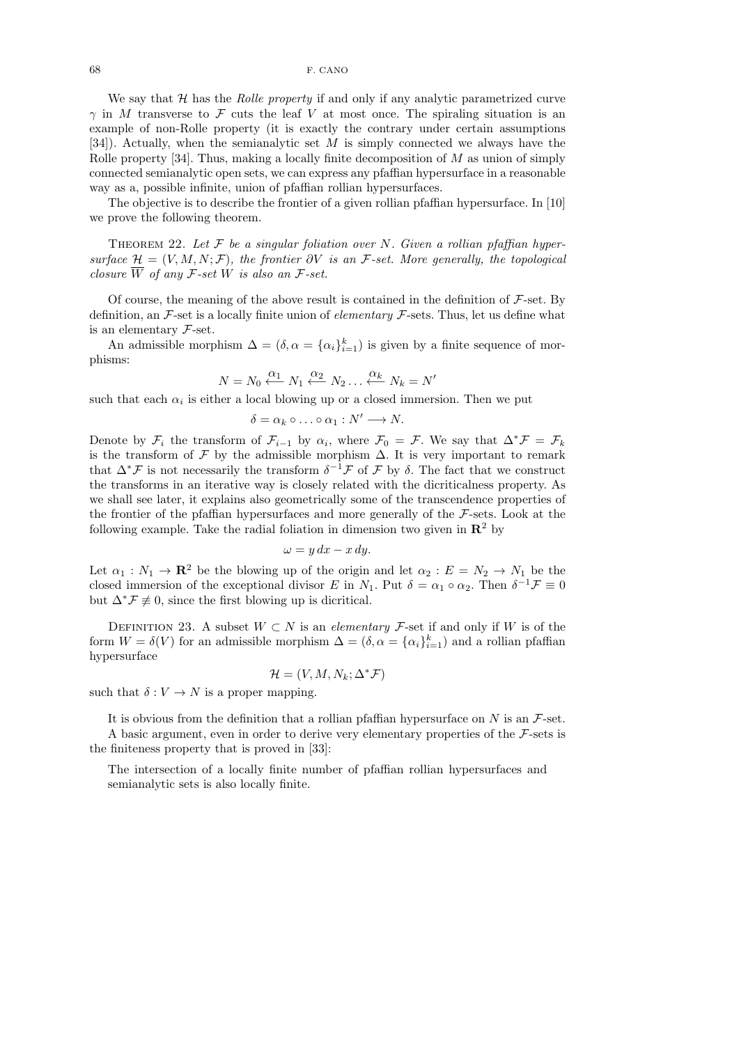We say that $\mathcal{H}$ has the *Rolle property* if and only if any analytic parametrized curve $\gamma$ in $M$ transverse to $\mathcal{F}$ cuts the leaf $V$ at most once. The spiraling situation is an example of non-Rolle property (it is exactly the contrary under certain assumptions [34]). Actually, when the semianalytic set $M$ is simply connected we always have the Rolle property [34]. Thus, making a locally finite decomposition of $M$ as union of simply connected semianalytic open sets, we can express any pfaffian hypersurface in a reasonable way as a, possible infinite, union of pfaffian rollian hypersurfaces.

The objective is to describe the frontier of a given rollian pfaffian hypersurface. In [10] we prove the following theorem.

Theorem 22. *Let $\mathcal{F}$ be a singular foliation over $N$. Given a rollian pfaffian hypersurface $\mathcal{H} = (V, M, N; \mathcal{F})$, the frontier $\partial V$ is an $\mathcal{F}$-set. More generally, the topological closure $\overline{W}$ of any $\mathcal{F}$-set $W$ is also an $\mathcal{F}$-set.*

Of course, the meaning of the above result is contained in the definition of $\mathcal{F}$-set. By definition, an $\mathcal{F}$-set is a locally finite union of *elementary* $\mathcal{F}$-sets. Thus, let us define what is an elementary $\mathcal{F}$-set.

An admissible morphism $\Delta = (\delta, \alpha = \{\alpha_i\}_{i=1}^k)$ is given by a finite sequence of morphisms:

$$N = N_0 \overset{\alpha_1}{\longleftarrow} N_1 \overset{\alpha_2}{\longleftarrow} N_2 \ldots \overset{\alpha_k}{\longleftarrow} N_k = N'$$

such that each $\alpha_i$ is either a local blowing up or a closed immersion. Then we put

$$\delta = \alpha_k \circ \ldots \circ \alpha_1 : N' \longrightarrow N.$$

Denote by $\mathcal{F}_i$ the transform of $\mathcal{F}_{i-1}$ by $\alpha_i$, where $\mathcal{F}_0 = \mathcal{F}$. We say that $\Delta^*\mathcal{F} = \mathcal{F}_k$ is the transform of $\mathcal{F}$ by the admissible morphism $\Delta$. It is very important to remark that $\Delta^*\mathcal{F}$ is not necessarily the transform $\delta^{-1}\mathcal{F}$ of $\mathcal{F}$ by $\delta$. The fact that we construct the transforms in an iterative way is closely related with the dicriticalness property. As we shall see later, it explains also geometrically some of the transcendence properties of the frontier of the pfaffian hypersurfaces and more generally of the $\mathcal{F}$-sets. Look at the following example. Take the radial foliation in dimension two given in $\mathbf{R}^2$ by

$$\omega = y\,dx - x\,dy.$$

Let $\alpha_1 : N_1 \to \mathbf{R}^2$ be the blowing up of the origin and let $\alpha_2 : E = N_2 \to N_1$ be the closed immersion of the exceptional divisor $E$ in $N_1$. Put $\delta = \alpha_1 \circ \alpha_2$. Then $\delta^{-1}\mathcal{F} \equiv 0$ but $\Delta^*\mathcal{F} \not\equiv 0$, since the first blowing up is dicritical.

Definition 23. A subset $W \subset N$ is an *elementary* $\mathcal{F}$-set if and only if $W$ is of the form $W = \delta(V)$ for an admissible morphism $\Delta = (\delta, \alpha = \{\alpha_i\}_{i=1}^k)$ and a rollian pfaffian hypersurface

$$\mathcal{H} = (V, M, N_k; \Delta^*\mathcal{F})$$

such that $\delta : V \to N$ is a proper mapping.

It is obvious from the definition that a rollian pfaffian hypersurface on $N$ is an $\mathcal{F}$-set.

A basic argument, even in order to derive very elementary properties of the $\mathcal{F}$-sets is the finiteness property that is proved in [33]:

The intersection of a locally finite number of pfaffian rollian hypersurfaces and semianalytic sets is also locally finite.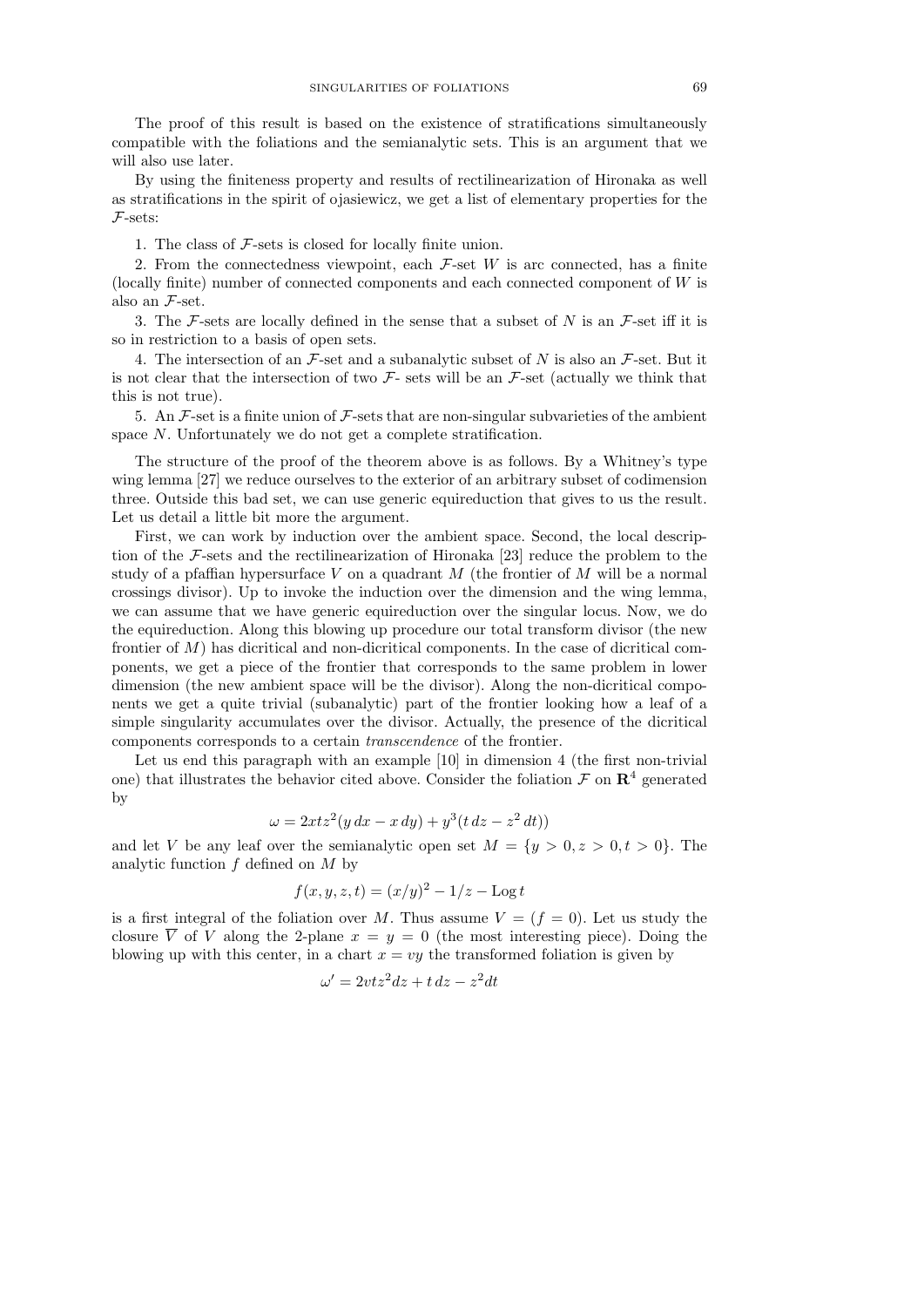The proof of this result is based on the existence of stratifications simultaneously compatible with the foliations and the semianalytic sets. This is an argument that we will also use later.

By using the finiteness property and results of rectilinearization of Hironaka as well as stratifications in the spirit of ojasiewicz, we get a list of elementary properties for the $\mathcal{F}$-sets:

1. The class of $\mathcal{F}$-sets is closed for locally finite union.

2. From the connectedness viewpoint, each $\mathcal{F}$-set $W$ is arc connected, has a finite (locally finite) number of connected components and each connected component of $W$ is also an $\mathcal{F}$-set.

3. The $\mathcal{F}$-sets are locally defined in the sense that a subset of $N$ is an $\mathcal{F}$-set iff it is so in restriction to a basis of open sets.

4. The intersection of an $\mathcal{F}$-set and a subanalytic subset of $N$ is also an $\mathcal{F}$-set. But it is not clear that the intersection of two $\mathcal{F}$- sets will be an $\mathcal{F}$-set (actually we think that this is not true).

5. An $\mathcal{F}$-set is a finite union of $\mathcal{F}$-sets that are non-singular subvarieties of the ambient space $N$. Unfortunately we do not get a complete stratification.

The structure of the proof of the theorem above is as follows. By a Whitney's type wing lemma [27] we reduce ourselves to the exterior of an arbitrary subset of codimension three. Outside this bad set, we can use generic equireduction that gives to us the result. Let us detail a little bit more the argument.

First, we can work by induction over the ambient space. Second, the local description of the $\mathcal{F}$-sets and the rectilinearization of Hironaka [23] reduce the problem to the study of a pfaffian hypersurface $V$ on a quadrant $M$ (the frontier of $M$ will be a normal crossings divisor). Up to invoke the induction over the dimension and the wing lemma, we can assume that we have generic equireduction over the singular locus. Now, we do the equireduction. Along this blowing up procedure our total transform divisor (the new frontier of $M$) has dicritical and non-dicritical components. In the case of dicritical components, we get a piece of the frontier that corresponds to the same problem in lower dimension (the new ambient space will be the divisor). Along the non-dicritical components we get a quite trivial (subanalytic) part of the frontier looking how a leaf of a simple singularity accumulates over the divisor. Actually, the presence of the dicritical components corresponds to a certain *transcendence* of the frontier.

Let us end this paragraph with an example [10] in dimension 4 (the first non-trivial one) that illustrates the behavior cited above. Consider the foliation $\mathcal{F}$ on $\mathbf{R}^4$ generated by

$$\omega = 2xtz^2(y\,dx - x\,dy) + y^3(t\,dz - z^2\,dt))$$

and let $V$ be any leaf over the semianalytic open set $M = \{y > 0, z > 0, t > 0\}$. The analytic function $f$ defined on $M$ by

$$f(x, y, z, t) = (x/y)^2 - 1/z - \operatorname{Log} t$$

is a first integral of the foliation over $M$. Thus assume $V = (f = 0)$. Let us study the closure $\overline{V}$ of $V$ along the 2-plane $x = y = 0$ (the most interesting piece). Doing the blowing up with this center, in a chart $x = vy$ the transformed foliation is given by

$$\omega' = 2vtz^2dz + t\,dz - z^2dt$$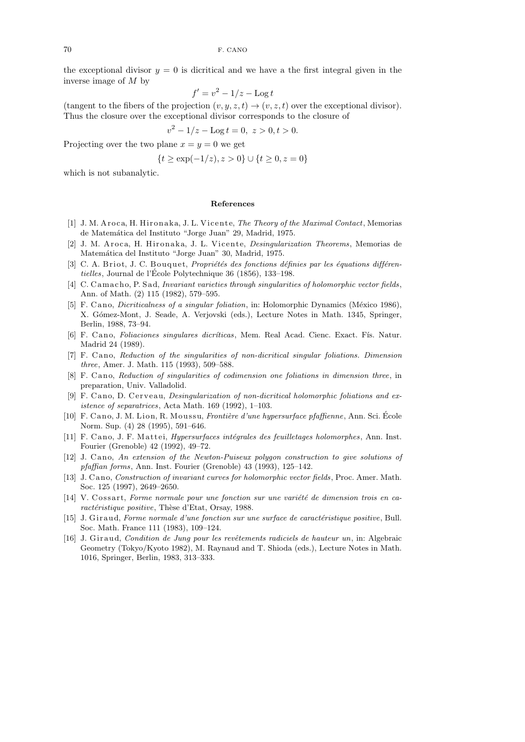the exceptional divisor $y = 0$ is dicritical and we have a the first integral given in the inverse image of $M$ by

$$f' = v^2 - 1/z - \operatorname{Log} t$$

(tangent to the fibers of the projection $(v, y, z, t) \to (v, z, t)$ over the exceptional divisor). Thus the closure over the exceptional divisor corresponds to the closure of

$$v^2 - 1/z - \operatorname{Log} t = 0,\ z > 0, t > 0.$$

Projecting over the two plane $x = y = 0$ we get

$$\{t \geq \exp(-1/z), z > 0\} \cup \{t \geq 0, z = 0\}$$

which is not subanalytic.

## References

[1] J. M. Aroca, H. Hironaka, J. L. Vicente, *The Theory of the Maximal Contact*, Memorias de Matemática del Instituto "Jorge Juan" 29, Madrid, 1975.

[2] J. M. Aroca, H. Hironaka, J. L. Vicente, *Desingularization Theorems*, Memorias de Matemática del Instituto "Jorge Juan" 30, Madrid, 1975.

[3] C. A. Briot, J. C. Bouquet, *Propriétés des fonctions définies par les équations différentielles*, Journal de l'École Polytechnique 36 (1856), 133–198.

[4] C. Camacho, P. Sad, *Invariant varieties through singularities of holomorphic vector fields*, Ann. of Math. (2) 115 (1982), 579–595.

[5] F. Cano, *Dicriticalness of a singular foliation*, in: Holomorphic Dynamics (México 1986), X. Gómez-Mont, J. Seade, A. Verjovski (eds.), Lecture Notes in Math. 1345, Springer, Berlin, 1988, 73–94.

[6] F. Cano, *Foliaciones singulares dicríticas*, Mem. Real Acad. Cienc. Exact. Fís. Natur. Madrid 24 (1989).

[7] F. Cano, *Reduction of the singularities of non-dicritical singular foliations. Dimension three*, Amer. J. Math. 115 (1993), 509–588.

[8] F. Cano, *Reduction of singularities of codimension one foliations in dimension three*, in preparation, Univ. Valladolid.

[9] F. Cano, D. Cerveau, *Desingularization of non-dicritical holomorphic foliations and existence of separatrices*, Acta Math. 169 (1992), 1–103.

[10] F. Cano, J. M. Lion, R. Moussu, *Frontière d'une hypersurface pfaffienne*, Ann. Sci. École Norm. Sup. (4) 28 (1995), 591–646.

[11] F. Cano, J. F. Mattei, *Hypersurfaces intégrales des feuilletages holomorphes*, Ann. Inst. Fourier (Grenoble) 42 (1992), 49–72.

[12] J. Cano, *An extension of the Newton-Puiseux polygon construction to give solutions of pfaffian forms*, Ann. Inst. Fourier (Grenoble) 43 (1993), 125–142.

[13] J. Cano, *Construction of invariant curves for holomorphic vector fields*, Proc. Amer. Math. Soc. 125 (1997), 2649–2650.

[14] V. Cossart, *Forme normale pour une fonction sur une variété de dimension trois en caractéristique positive*, Thèse d'Etat, Orsay, 1988.

[15] J. Giraud, *Forme normale d'une fonction sur une surface de caractéristique positive*, Bull. Soc. Math. France 111 (1983), 109–124.

[16] J. Giraud, *Condition de Jung pour les revêtements radiciels de hauteur un*, in: Algebraic Geometry (Tokyo/Kyoto 1982), M. Raynaud and T. Shioda (eds.), Lecture Notes in Math. 1016, Springer, Berlin, 1983, 313–333.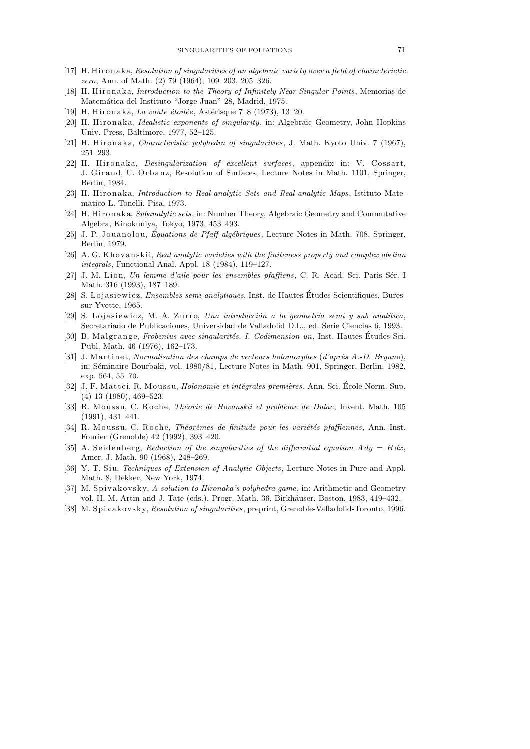[17] H. Hironaka, *Resolution of singularities of an algebraic variety over a field of characterictic zero*, Ann. of Math. (2) 79 (1964), 109–203, 205–326.

[18] H. Hironaka, *Introduction to the Theory of Infinitely Near Singular Points*, Memorias de Matemática del Instituto "Jorge Juan" 28, Madrid, 1975.

[19] H. Hironaka, *La voûte étoilée*, Astérisque 7–8 (1973), 13–20.

[20] H. Hironaka, *Idealistic exponents of singularity*, in: Algebraic Geometry, John Hopkins Univ. Press, Baltimore, 1977, 52–125.

[21] H. Hironaka, *Characteristic polyhedra of singularities*, J. Math. Kyoto Univ. 7 (1967), 251–293.

[22] H. Hironaka, *Desingularization of excellent surfaces*, appendix in: V. Cossart, J. Giraud, U. Orbanz, Resolution of Surfaces, Lecture Notes in Math. 1101, Springer, Berlin, 1984.

[23] H. Hironaka, *Introduction to Real-analytic Sets and Real-analytic Maps*, Istituto Matematico L. Tonelli, Pisa, 1973.

[24] H. Hironaka, *Subanalytic sets*, in: Number Theory, Algebraic Geometry and Commutative Algebra, Kinokuniya, Tokyo, 1973, 453–493.

[25] J. P. Jouanolou, *Équations de Pfaff algébriques*, Lecture Notes in Math. 708, Springer, Berlin, 1979.

[26] A. G. Khovanskii, *Real analytic varieties with the finiteness property and complex abelian integrals*, Functional Anal. Appl. 18 (1984), 119–127.

[27] J. M. Lion, *Un lemme d'aile pour les ensembles pfaffiens*, C. R. Acad. Sci. Paris Sér. I Math. 316 (1993), 187–189.

[28] S. Łojasiewicz, *Ensembles semi-analytiques*, Inst. de Hautes Études Scientifiques, Bures-sur-Yvette, 1965.

[29] S. Łojasiewicz, M. A. Zurro, *Una introducción a la geometría semi y sub analítica*, Secretariado de Publicaciones, Universidad de Valladolid D.L., ed. Serie Ciencias 6, 1993.

[30] B. Malgrange, *Frobenius avec singularités. I. Codimension un*, Inst. Hautes Études Sci. Publ. Math. 46 (1976), 162–173.

[31] J. Martinet, *Normalisation des champs de vecteurs holomorphes* (*d'après A.-D. Bryuno*), in: Séminaire Bourbaki, vol. 1980/81, Lecture Notes in Math. 901, Springer, Berlin, 1982, exp. 564, 55–70.

[32] J. F. Mattei, R. Moussu, *Holonomie et intégrales premières*, Ann. Sci. École Norm. Sup. (4) 13 (1980), 469–523.

[33] R. Moussu, C. Roche, *Théorie de Hovanskii et problème de Dulac*, Invent. Math. 105 (1991), 431–441.

[34] R. Moussu, C. Roche, *Théorèmes de finitude pour les variétés pfaffiennes*, Ann. Inst. Fourier (Grenoble) 42 (1992), 393–420.

[35] A. Seidenberg, *Reduction of the singularities of the differential equation* $A\,dy = B\,dx$, Amer. J. Math. 90 (1968), 248–269.

[36] Y. T. Siu, *Techniques of Extension of Analytic Objects*, Lecture Notes in Pure and Appl. Math. 8, Dekker, New York, 1974.

[37] M. Spivakovsky, *A solution to Hironaka's polyhedra game*, in: Arithmetic and Geometry vol. II, M. Artin and J. Tate (eds.), Progr. Math. 36, Birkhäuser, Boston, 1983, 419–432.

[38] M. Spivakovsky, *Resolution of singularities*, preprint, Grenoble-Valladolid-Toronto, 1996.